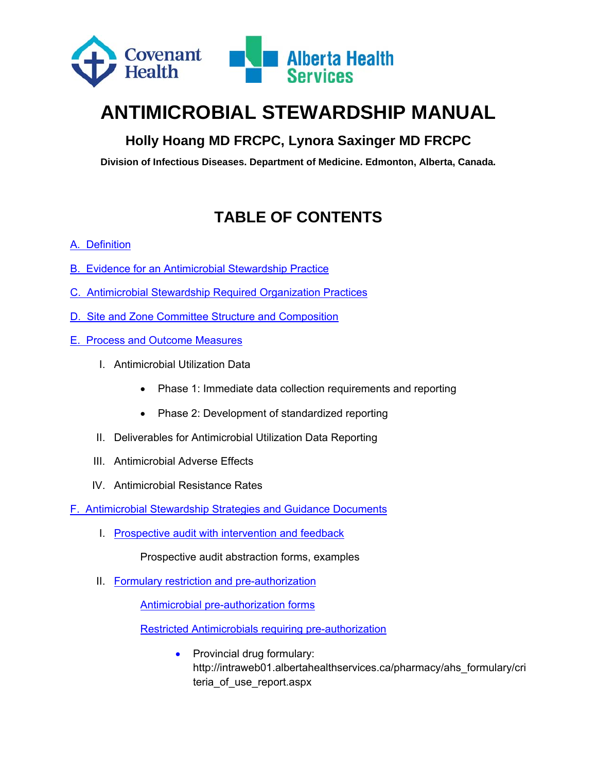Covenant Health | Alberta Health Services

# ANTIMICROBIAL STEWARDSHIP MANUAL

## Holly Hoang MD FRCPC, Lynora Saxinger MD FRCPC

**Division of Infectious Diseases. Department of Medicine. Edmonton, Alberta, Canada.**

## TABLE OF CONTENTS

A. Definition

B. Evidence for an Antimicrobial Stewardship Practice

C. Antimicrobial Stewardship Required Organization Practices

D. Site and Zone Committee Structure and Composition

E. Process and Outcome Measures

- I. Antimicrobial Utilization Data
  - Phase 1: Immediate data collection requirements and reporting
  - Phase 2: Development of standardized reporting
- II. Deliverables for Antimicrobial Utilization Data Reporting
- III. Antimicrobial Adverse Effects
- IV. Antimicrobial Resistance Rates

F. Antimicrobial Stewardship Strategies and Guidance Documents

- I. Prospective audit with intervention and feedback

  Prospective audit abstraction forms, examples

- II. Formulary restriction and pre-authorization

  Antimicrobial pre-authorization forms

  Restricted Antimicrobials requiring pre-authorization

  - Provincial drug formulary: http://intraweb01.albertahealthservices.ca/pharmacy/ahs_formulary/criteria_of_use_report.aspx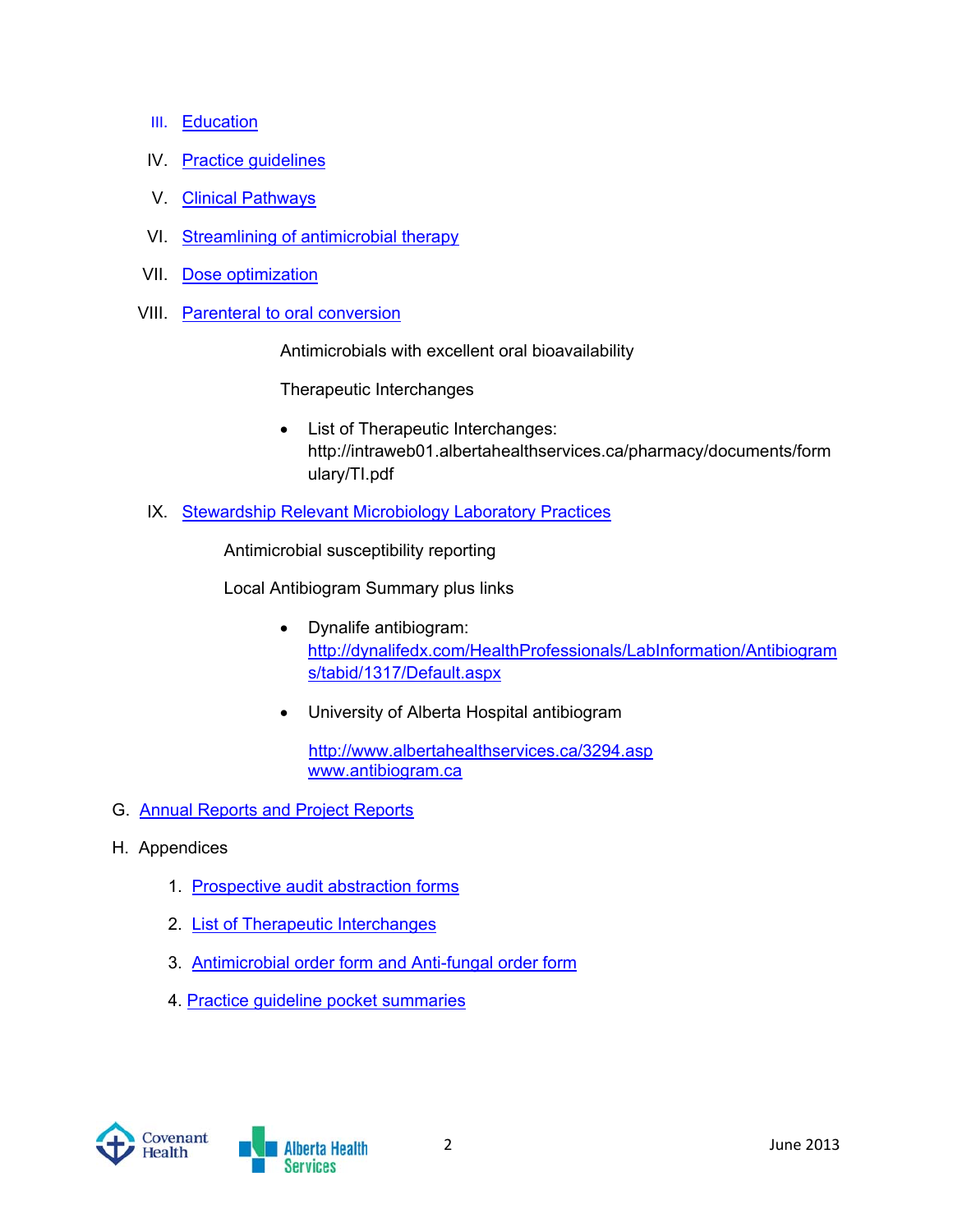III. Education

IV. Practice guidelines

V. Clinical Pathways

VI. Streamlining of antimicrobial therapy

VII. Dose optimization

VIII. Parenteral to oral conversion

Antimicrobials with excellent oral bioavailability

Therapeutic Interchanges

- List of Therapeutic Interchanges: http://intraweb01.albertahealthservices.ca/pharmacy/documents/formulary/TI.pdf

IX. Stewardship Relevant Microbiology Laboratory Practices

Antimicrobial susceptibility reporting

Local Antibiogram Summary plus links

- Dynalife antibiogram: http://dynalifedx.com/HealthProfessionals/LabInformation/Antibiograms/tabid/1317/Default.aspx
- University of Alberta Hospital antibiogram

  http://www.albertahealthservices.ca/3294.asp
  www.antibiogram.ca

G. Annual Reports and Project Reports

H. Appendices

1. Prospective audit abstraction forms
2. List of Therapeutic Interchanges
3. Antimicrobial order form and Anti-fungal order form
4. Practice guideline pocket summaries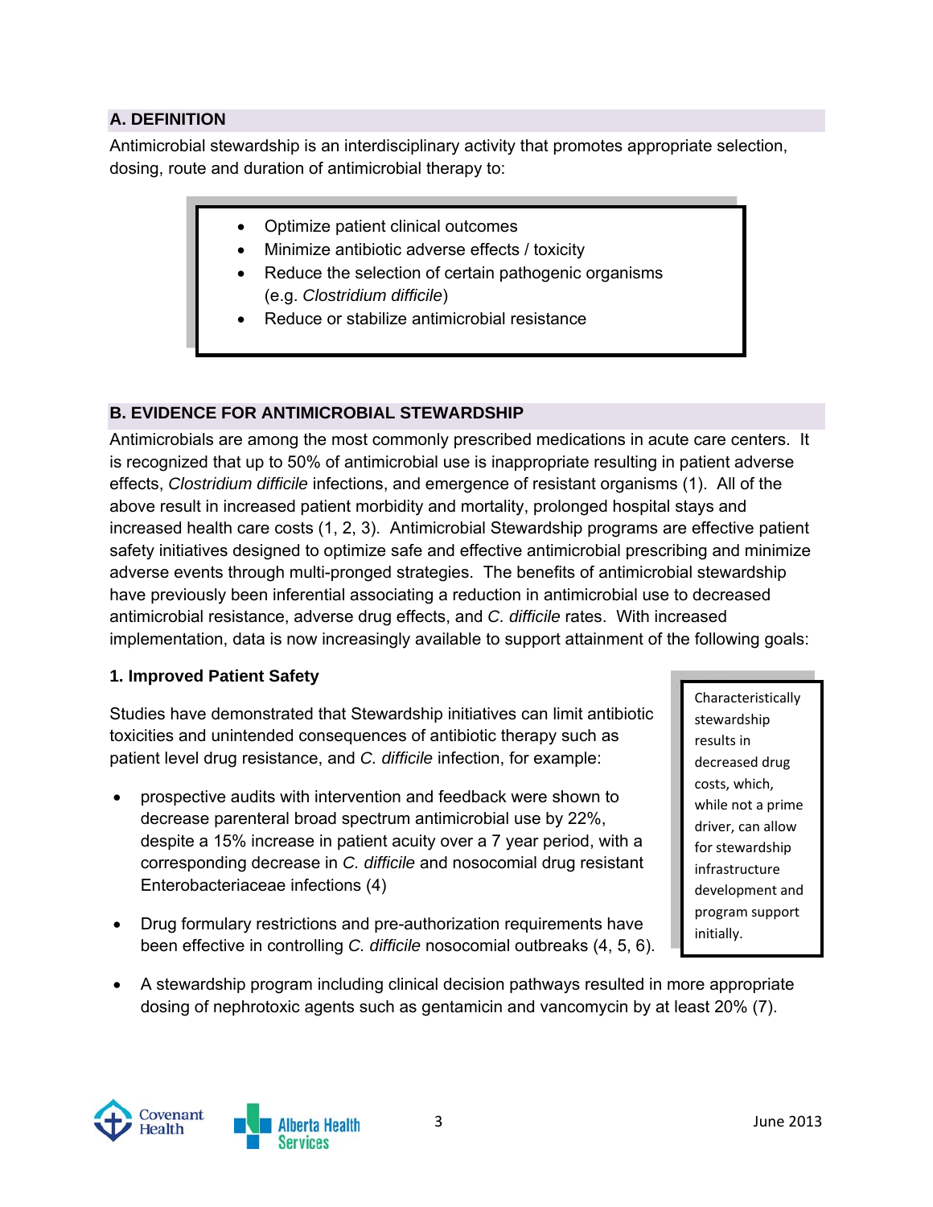## A. DEFINITION

Antimicrobial stewardship is an interdisciplinary activity that promotes appropriate selection, dosing, route and duration of antimicrobial therapy to:

- Optimize patient clinical outcomes
- Minimize antibiotic adverse effects / toxicity
- Reduce the selection of certain pathogenic organisms (e.g. *Clostridium difficile*)
- Reduce or stabilize antimicrobial resistance

## B. EVIDENCE FOR ANTIMICROBIAL STEWARDSHIP

Antimicrobials are among the most commonly prescribed medications in acute care centers. It is recognized that up to 50% of antimicrobial use is inappropriate resulting in patient adverse effects, *Clostridium difficile* infections, and emergence of resistant organisms (1). All of the above result in increased patient morbidity and mortality, prolonged hospital stays and increased health care costs (1, 2, 3). Antimicrobial Stewardship programs are effective patient safety initiatives designed to optimize safe and effective antimicrobial prescribing and minimize adverse events through multi-pronged strategies. The benefits of antimicrobial stewardship have previously been inferential associating a reduction in antimicrobial use to decreased antimicrobial resistance, adverse drug effects, and *C. difficile* rates. With increased implementation, data is now increasingly available to support attainment of the following goals:

### 1. Improved Patient Safety

Studies have demonstrated that Stewardship initiatives can limit antibiotic toxicities and unintended consequences of antibiotic therapy such as patient level drug resistance, and *C. difficile* infection, for example:

- prospective audits with intervention and feedback were shown to decrease parenteral broad spectrum antimicrobial use by 22%, despite a 15% increase in patient acuity over a 7 year period, with a corresponding decrease in *C. difficile* and nosocomial drug resistant Enterobacteriaceae infections (4)
- Drug formulary restrictions and pre-authorization requirements have been effective in controlling *C. difficile* nosocomial outbreaks (4, 5, 6).
- A stewardship program including clinical decision pathways resulted in more appropriate dosing of nephrotoxic agents such as gentamicin and vancomycin by at least 20% (7).

> Characteristically stewardship results in decreased drug costs, which, while not a prime driver, can allow for stewardship infrastructure development and program support initially.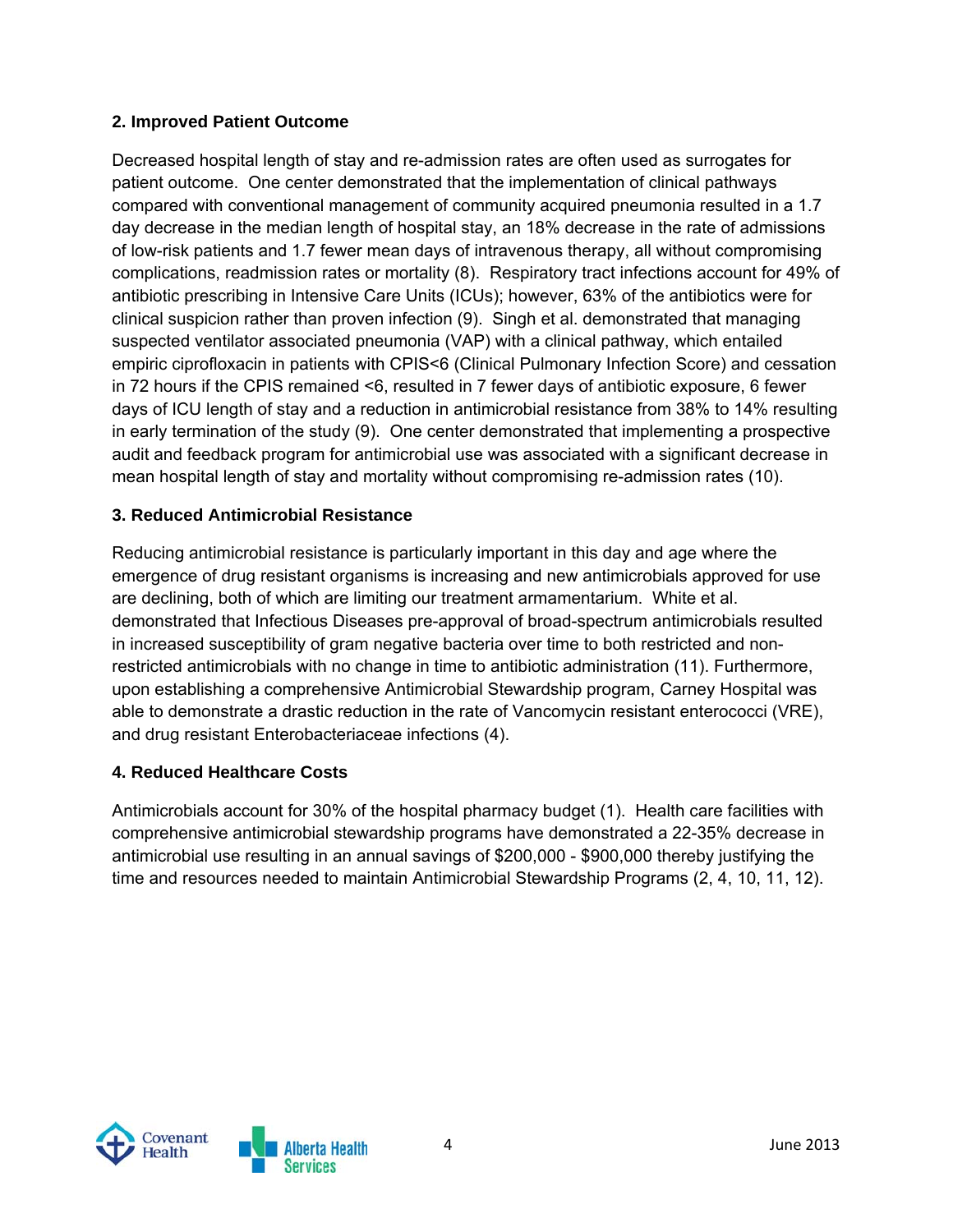**2. Improved Patient Outcome**

Decreased hospital length of stay and re-admission rates are often used as surrogates for patient outcome. One center demonstrated that the implementation of clinical pathways compared with conventional management of community acquired pneumonia resulted in a 1.7 day decrease in the median length of hospital stay, an 18% decrease in the rate of admissions of low-risk patients and 1.7 fewer mean days of intravenous therapy, all without compromising complications, readmission rates or mortality (8). Respiratory tract infections account for 49% of antibiotic prescribing in Intensive Care Units (ICUs); however, 63% of the antibiotics were for clinical suspicion rather than proven infection (9). Singh et al. demonstrated that managing suspected ventilator associated pneumonia (VAP) with a clinical pathway, which entailed empiric ciprofloxacin in patients with CPIS<6 (Clinical Pulmonary Infection Score) and cessation in 72 hours if the CPIS remained <6, resulted in 7 fewer days of antibiotic exposure, 6 fewer days of ICU length of stay and a reduction in antimicrobial resistance from 38% to 14% resulting in early termination of the study (9). One center demonstrated that implementing a prospective audit and feedback program for antimicrobial use was associated with a significant decrease in mean hospital length of stay and mortality without compromising re-admission rates (10).

**3. Reduced Antimicrobial Resistance**

Reducing antimicrobial resistance is particularly important in this day and age where the emergence of drug resistant organisms is increasing and new antimicrobials approved for use are declining, both of which are limiting our treatment armamentarium. White et al. demonstrated that Infectious Diseases pre-approval of broad-spectrum antimicrobials resulted in increased susceptibility of gram negative bacteria over time to both restricted and non-restricted antimicrobials with no change in time to antibiotic administration (11). Furthermore, upon establishing a comprehensive Antimicrobial Stewardship program, Carney Hospital was able to demonstrate a drastic reduction in the rate of Vancomycin resistant enterococci (VRE), and drug resistant Enterobacteriaceae infections (4).

**4. Reduced Healthcare Costs**

Antimicrobials account for 30% of the hospital pharmacy budget (1). Health care facilities with comprehensive antimicrobial stewardship programs have demonstrated a 22-35% decrease in antimicrobial use resulting in an annual savings of $200,000 - $900,000 thereby justifying the time and resources needed to maintain Antimicrobial Stewardship Programs (2, 4, 10, 11, 12).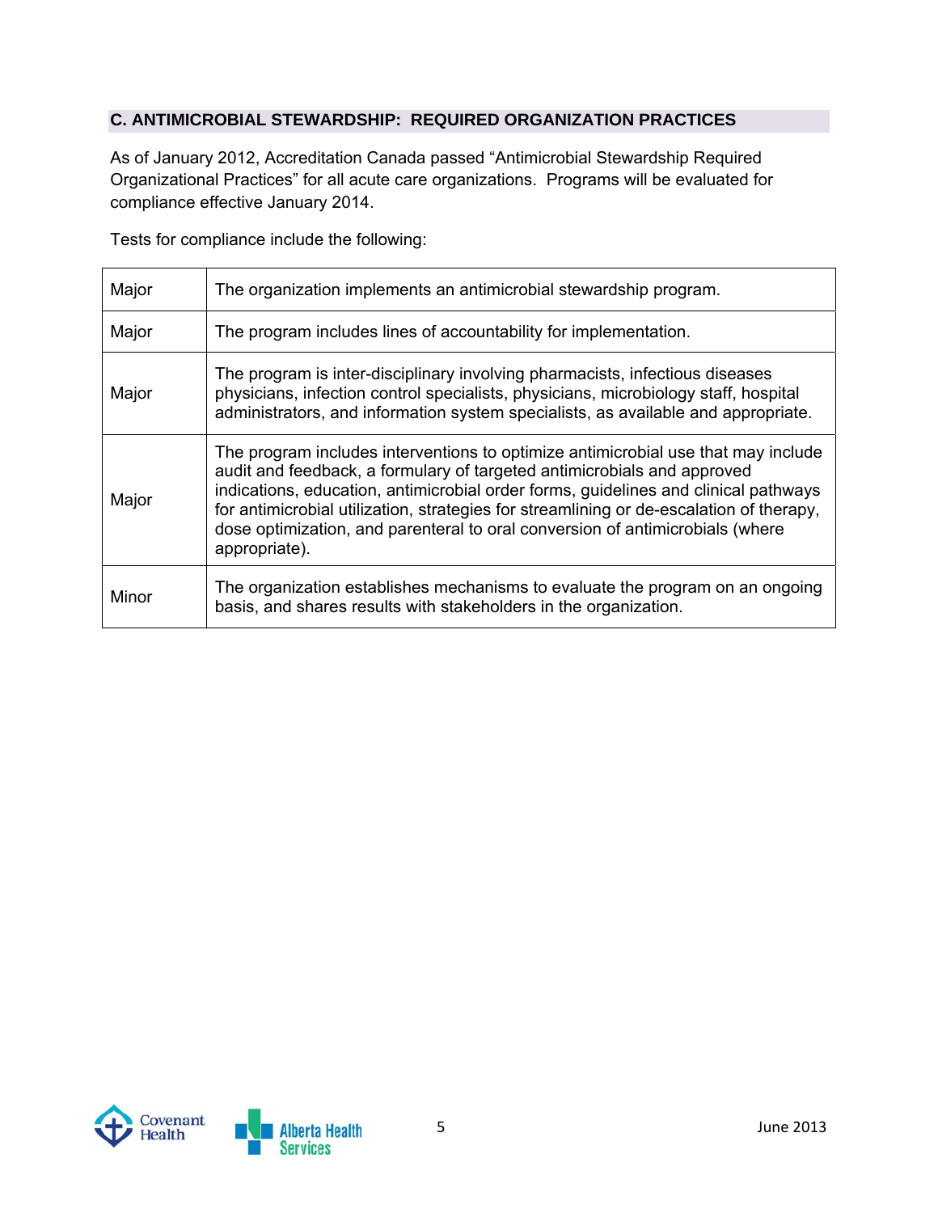## C. ANTIMICROBIAL STEWARDSHIP: REQUIRED ORGANIZATION PRACTICES

As of January 2012, Accreditation Canada passed "Antimicrobial Stewardship Required Organizational Practices" for all acute care organizations. Programs will be evaluated for compliance effective January 2014.

Tests for compliance include the following:

| | |
|---|---|
| Major | The organization implements an antimicrobial stewardship program. |
| Major | The program includes lines of accountability for implementation. |
| Major | The program is inter-disciplinary involving pharmacists, infectious diseases physicians, infection control specialists, physicians, microbiology staff, hospital administrators, and information system specialists, as available and appropriate. |
| Major | The program includes interventions to optimize antimicrobial use that may include audit and feedback, a formulary of targeted antimicrobials and approved indications, education, antimicrobial order forms, guidelines and clinical pathways for antimicrobial utilization, strategies for streamlining or de-escalation of therapy, dose optimization, and parenteral to oral conversion of antimicrobials (where appropriate). |
| Minor | The organization establishes mechanisms to evaluate the program on an ongoing basis, and shares results with stakeholders in the organization. |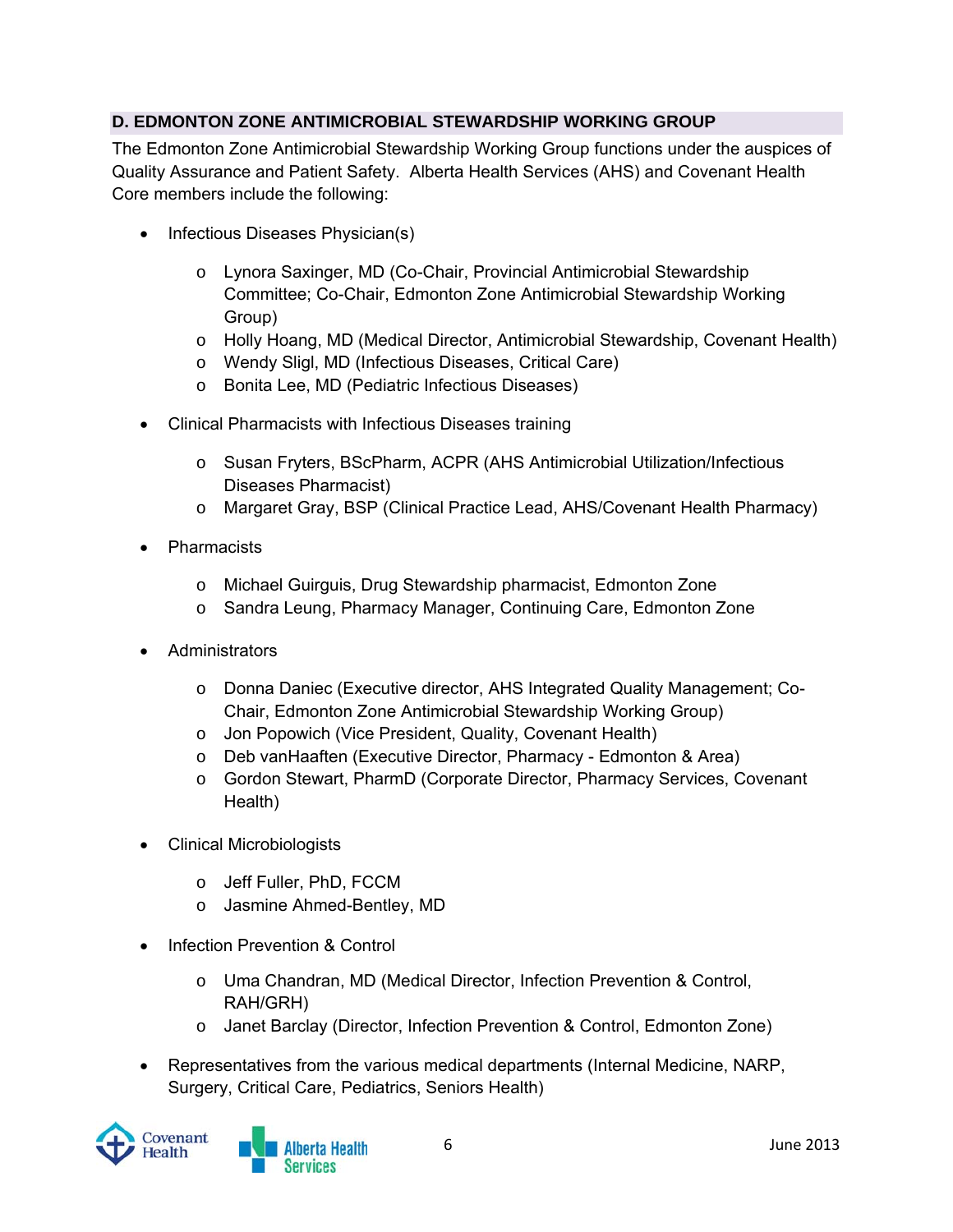## D. EDMONTON ZONE ANTIMICROBIAL STEWARDSHIP WORKING GROUP

The Edmonton Zone Antimicrobial Stewardship Working Group functions under the auspices of Quality Assurance and Patient Safety. Alberta Health Services (AHS) and Covenant Health Core members include the following:

- Infectious Diseases Physician(s)
  - Lynora Saxinger, MD (Co-Chair, Provincial Antimicrobial Stewardship Committee; Co-Chair, Edmonton Zone Antimicrobial Stewardship Working Group)
  - Holly Hoang, MD (Medical Director, Antimicrobial Stewardship, Covenant Health)
  - Wendy Sligl, MD (Infectious Diseases, Critical Care)
  - Bonita Lee, MD (Pediatric Infectious Diseases)

- Clinical Pharmacists with Infectious Diseases training
  - Susan Fryters, BScPharm, ACPR (AHS Antimicrobial Utilization/Infectious Diseases Pharmacist)
  - Margaret Gray, BSP (Clinical Practice Lead, AHS/Covenant Health Pharmacy)

- Pharmacists
  - Michael Guirguis, Drug Stewardship pharmacist, Edmonton Zone
  - Sandra Leung, Pharmacy Manager, Continuing Care, Edmonton Zone

- Administrators
  - Donna Daniec (Executive director, AHS Integrated Quality Management; Co-Chair, Edmonton Zone Antimicrobial Stewardship Working Group)
  - Jon Popowich (Vice President, Quality, Covenant Health)
  - Deb vanHaaften (Executive Director, Pharmacy - Edmonton & Area)
  - Gordon Stewart, PharmD (Corporate Director, Pharmacy Services, Covenant Health)

- Clinical Microbiologists
  - Jeff Fuller, PhD, FCCM
  - Jasmine Ahmed-Bentley, MD

- Infection Prevention & Control
  - Uma Chandran, MD (Medical Director, Infection Prevention & Control, RAH/GRH)
  - Janet Barclay (Director, Infection Prevention & Control, Edmonton Zone)

- Representatives from the various medical departments (Internal Medicine, NARP, Surgery, Critical Care, Pediatrics, Seniors Health)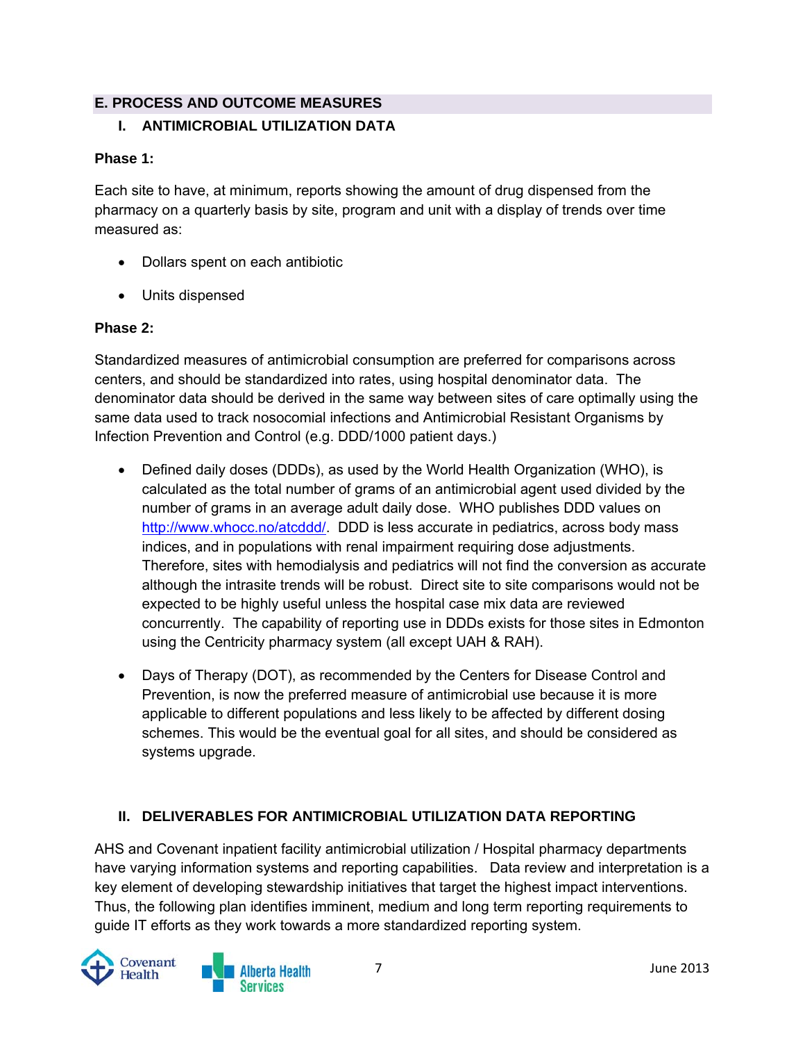## E. PROCESS AND OUTCOME MEASURES

### I. ANTIMICROBIAL UTILIZATION DATA

**Phase 1:**

Each site to have, at minimum, reports showing the amount of drug dispensed from the pharmacy on a quarterly basis by site, program and unit with a display of trends over time measured as:

- Dollars spent on each antibiotic
- Units dispensed

**Phase 2:**

Standardized measures of antimicrobial consumption are preferred for comparisons across centers, and should be standardized into rates, using hospital denominator data. The denominator data should be derived in the same way between sites of care optimally using the same data used to track nosocomial infections and Antimicrobial Resistant Organisms by Infection Prevention and Control (e.g. DDD/1000 patient days.)

- Defined daily doses (DDDs), as used by the World Health Organization (WHO), is calculated as the total number of grams of an antimicrobial agent used divided by the number of grams in an average adult daily dose. WHO publishes DDD values on http://www.whocc.no/atcddd/. DDD is less accurate in pediatrics, across body mass indices, and in populations with renal impairment requiring dose adjustments. Therefore, sites with hemodialysis and pediatrics will not find the conversion as accurate although the intrasite trends will be robust. Direct site to site comparisons would not be expected to be highly useful unless the hospital case mix data are reviewed concurrently. The capability of reporting use in DDDs exists for those sites in Edmonton using the Centricity pharmacy system (all except UAH & RAH).

- Days of Therapy (DOT), as recommended by the Centers for Disease Control and Prevention, is now the preferred measure of antimicrobial use because it is more applicable to different populations and less likely to be affected by different dosing schemes. This would be the eventual goal for all sites, and should be considered as systems upgrade.

### II. DELIVERABLES FOR ANTIMICROBIAL UTILIZATION DATA REPORTING

AHS and Covenant inpatient facility antimicrobial utilization / Hospital pharmacy departments have varying information systems and reporting capabilities. Data review and interpretation is a key element of developing stewardship initiatives that target the highest impact interventions. Thus, the following plan identifies imminent, medium and long term reporting requirements to guide IT efforts as they work towards a more standardized reporting system.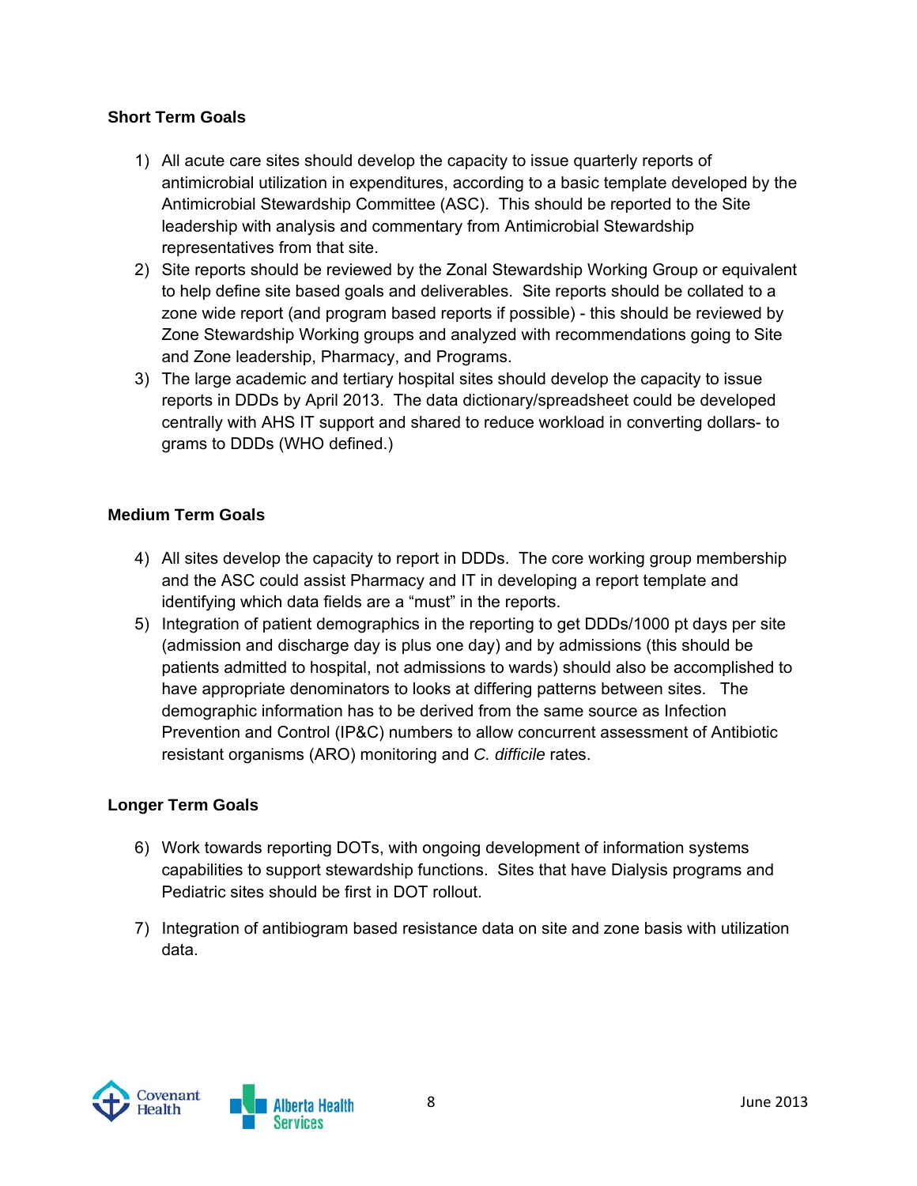**Short Term Goals**

1) All acute care sites should develop the capacity to issue quarterly reports of antimicrobial utilization in expenditures, according to a basic template developed by the Antimicrobial Stewardship Committee (ASC). This should be reported to the Site leadership with analysis and commentary from Antimicrobial Stewardship representatives from that site.
2) Site reports should be reviewed by the Zonal Stewardship Working Group or equivalent to help define site based goals and deliverables. Site reports should be collated to a zone wide report (and program based reports if possible) - this should be reviewed by Zone Stewardship Working groups and analyzed with recommendations going to Site and Zone leadership, Pharmacy, and Programs.
3) The large academic and tertiary hospital sites should develop the capacity to issue reports in DDDs by April 2013. The data dictionary/spreadsheet could be developed centrally with AHS IT support and shared to reduce workload in converting dollars- to grams to DDDs (WHO defined.)

**Medium Term Goals**

4) All sites develop the capacity to report in DDDs. The core working group membership and the ASC could assist Pharmacy and IT in developing a report template and identifying which data fields are a "must" in the reports.
5) Integration of patient demographics in the reporting to get DDDs/1000 pt days per site (admission and discharge day is plus one day) and by admissions (this should be patients admitted to hospital, not admissions to wards) should also be accomplished to have appropriate denominators to looks at differing patterns between sites. The demographic information has to be derived from the same source as Infection Prevention and Control (IP&C) numbers to allow concurrent assessment of Antibiotic resistant organisms (ARO) monitoring and *C. difficile* rates.

**Longer Term Goals**

6) Work towards reporting DOTs, with ongoing development of information systems capabilities to support stewardship functions. Sites that have Dialysis programs and Pediatric sites should be first in DOT rollout.

7) Integration of antibiogram based resistance data on site and zone basis with utilization data.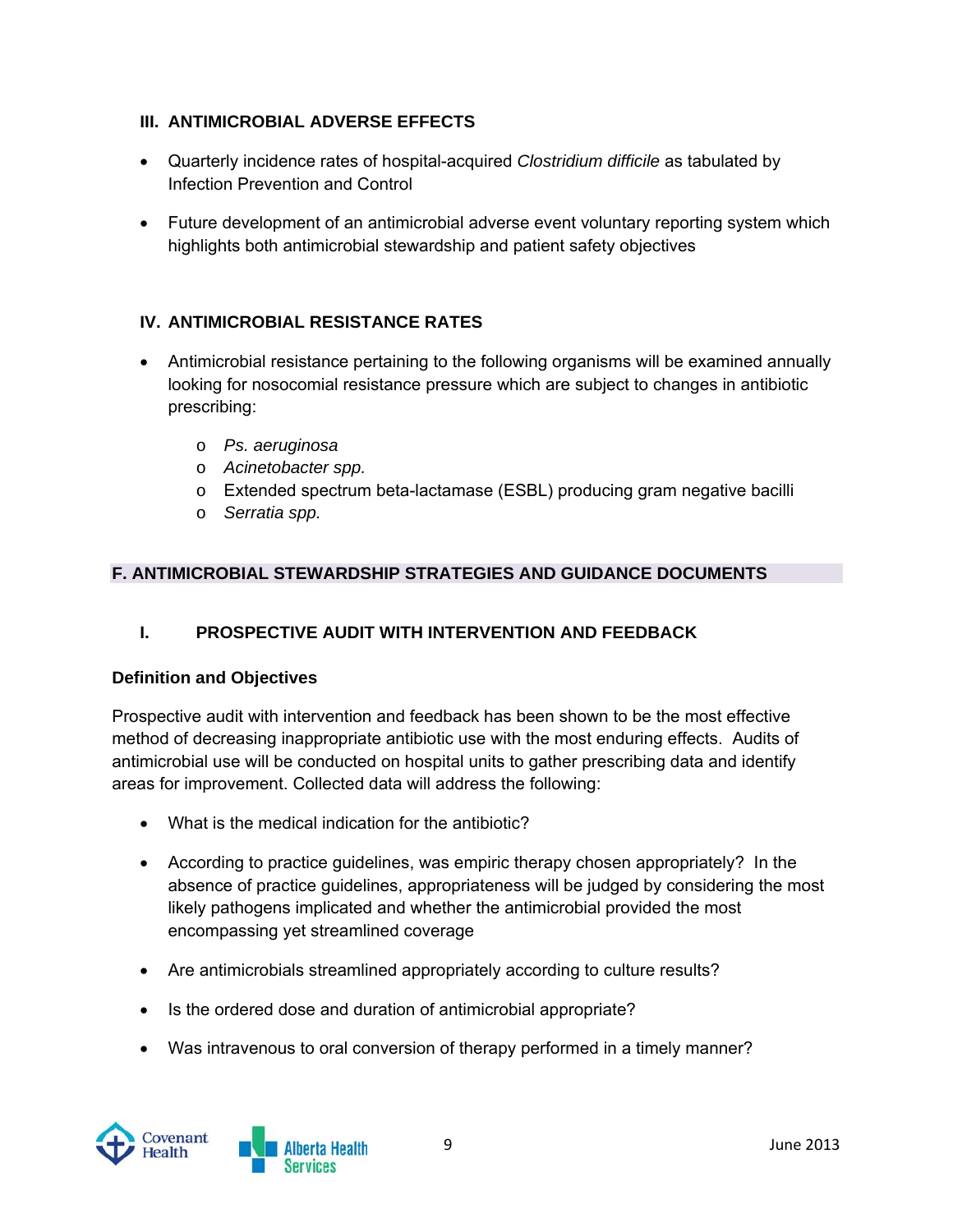### III. ANTIMICROBIAL ADVERSE EFFECTS

- Quarterly incidence rates of hospital-acquired *Clostridium difficile* as tabulated by Infection Prevention and Control
- Future development of an antimicrobial adverse event voluntary reporting system which highlights both antimicrobial stewardship and patient safety objectives

### IV. ANTIMICROBIAL RESISTANCE RATES

- Antimicrobial resistance pertaining to the following organisms will be examined annually looking for nosocomial resistance pressure which are subject to changes in antibiotic prescribing:
  - *Ps. aeruginosa*
  - *Acinetobacter spp.*
  - Extended spectrum beta-lactamase (ESBL) producing gram negative bacilli
  - *Serratia spp.*

## F. ANTIMICROBIAL STEWARDSHIP STRATEGIES AND GUIDANCE DOCUMENTS

### I. PROSPECTIVE AUDIT WITH INTERVENTION AND FEEDBACK

**Definition and Objectives**

Prospective audit with intervention and feedback has been shown to be the most effective method of decreasing inappropriate antibiotic use with the most enduring effects. Audits of antimicrobial use will be conducted on hospital units to gather prescribing data and identify areas for improvement. Collected data will address the following:

- What is the medical indication for the antibiotic?
- According to practice guidelines, was empiric therapy chosen appropriately? In the absence of practice guidelines, appropriateness will be judged by considering the most likely pathogens implicated and whether the antimicrobial provided the most encompassing yet streamlined coverage
- Are antimicrobials streamlined appropriately according to culture results?
- Is the ordered dose and duration of antimicrobial appropriate?
- Was intravenous to oral conversion of therapy performed in a timely manner?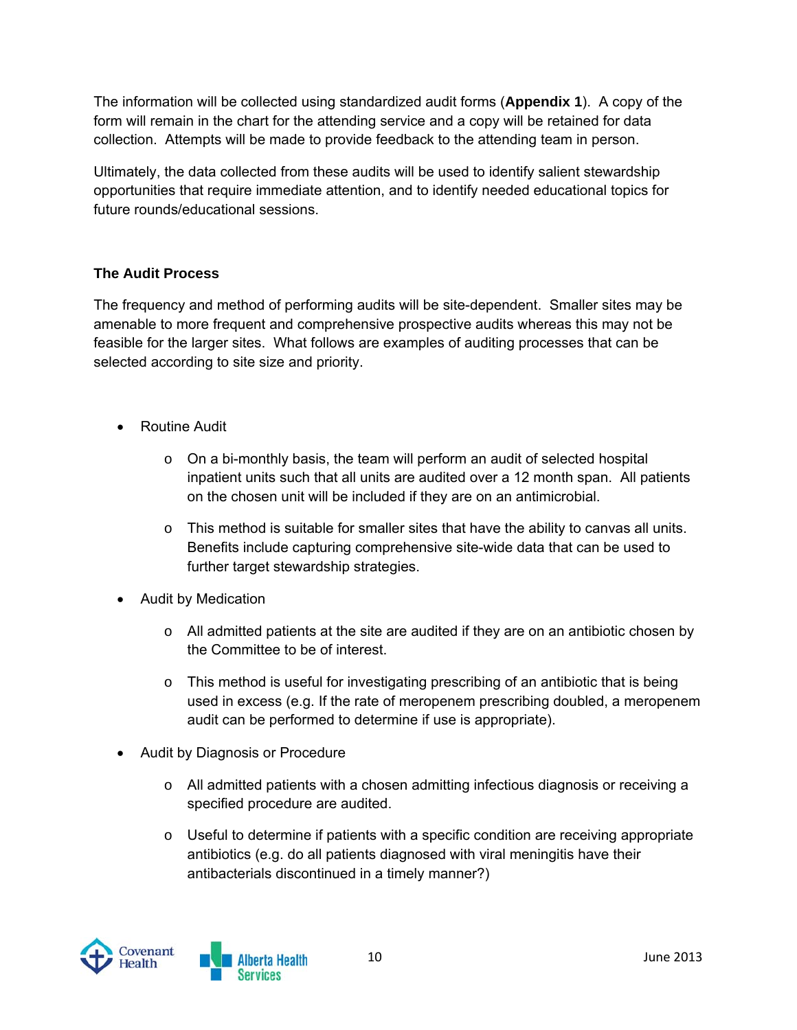The information will be collected using standardized audit forms (**Appendix 1**). A copy of the form will remain in the chart for the attending service and a copy will be retained for data collection. Attempts will be made to provide feedback to the attending team in person.

Ultimately, the data collected from these audits will be used to identify salient stewardship opportunities that require immediate attention, and to identify needed educational topics for future rounds/educational sessions.

**The Audit Process**

The frequency and method of performing audits will be site-dependent. Smaller sites may be amenable to more frequent and comprehensive prospective audits whereas this may not be feasible for the larger sites. What follows are examples of auditing processes that can be selected according to site size and priority.

- Routine Audit
  - On a bi-monthly basis, the team will perform an audit of selected hospital inpatient units such that all units are audited over a 12 month span. All patients on the chosen unit will be included if they are on an antimicrobial.
  - This method is suitable for smaller sites that have the ability to canvas all units. Benefits include capturing comprehensive site-wide data that can be used to further target stewardship strategies.
- Audit by Medication
  - All admitted patients at the site are audited if they are on an antibiotic chosen by the Committee to be of interest.
  - This method is useful for investigating prescribing of an antibiotic that is being used in excess (e.g. If the rate of meropenem prescribing doubled, a meropenem audit can be performed to determine if use is appropriate).
- Audit by Diagnosis or Procedure
  - All admitted patients with a chosen admitting infectious diagnosis or receiving a specified procedure are audited.
  - Useful to determine if patients with a specific condition are receiving appropriate antibiotics (e.g. do all patients diagnosed with viral meningitis have their antibacterials discontinued in a timely manner?)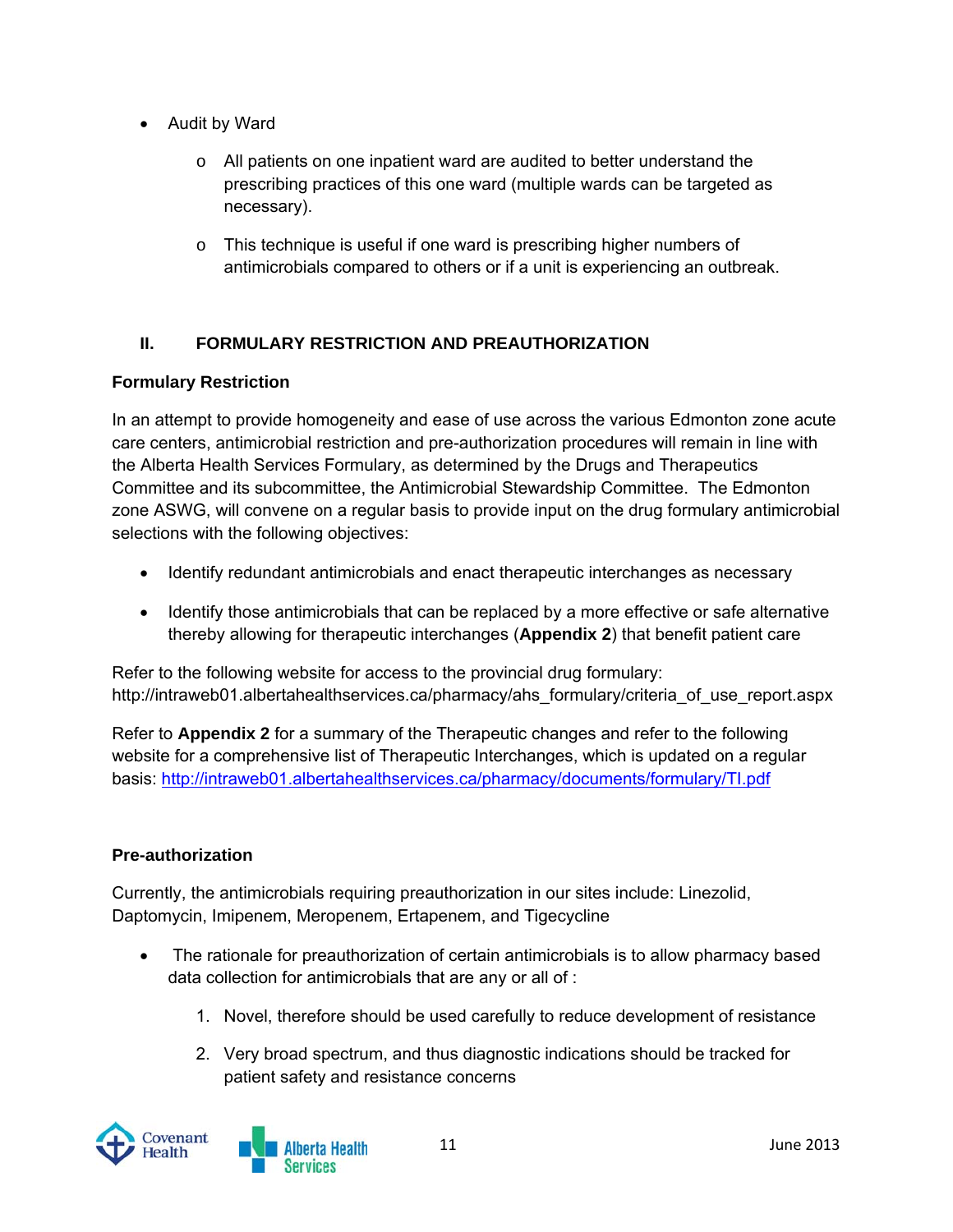- Audit by Ward
  - All patients on one inpatient ward are audited to better understand the prescribing practices of this one ward (multiple wards can be targeted as necessary).
  - This technique is useful if one ward is prescribing higher numbers of antimicrobials compared to others or if a unit is experiencing an outbreak.

## II. FORMULARY RESTRICTION AND PREAUTHORIZATION

### Formulary Restriction

In an attempt to provide homogeneity and ease of use across the various Edmonton zone acute care centers, antimicrobial restriction and pre-authorization procedures will remain in line with the Alberta Health Services Formulary, as determined by the Drugs and Therapeutics Committee and its subcommittee, the Antimicrobial Stewardship Committee. The Edmonton zone ASWG, will convene on a regular basis to provide input on the drug formulary antimicrobial selections with the following objectives:

- Identify redundant antimicrobials and enact therapeutic interchanges as necessary
- Identify those antimicrobials that can be replaced by a more effective or safe alternative thereby allowing for therapeutic interchanges (**Appendix 2**) that benefit patient care

Refer to the following website for access to the provincial drug formulary: http://intraweb01.albertahealthservices.ca/pharmacy/ahs_formulary/criteria_of_use_report.aspx

Refer to **Appendix 2** for a summary of the Therapeutic changes and refer to the following website for a comprehensive list of Therapeutic Interchanges, which is updated on a regular basis: http://intraweb01.albertahealthservices.ca/pharmacy/documents/formulary/TI.pdf

### Pre-authorization

Currently, the antimicrobials requiring preauthorization in our sites include: Linezolid, Daptomycin, Imipenem, Meropenem, Ertapenem, and Tigecycline

- The rationale for preauthorization of certain antimicrobials is to allow pharmacy based data collection for antimicrobials that are any or all of :
  1. Novel, therefore should be used carefully to reduce development of resistance
  2. Very broad spectrum, and thus diagnostic indications should be tracked for patient safety and resistance concerns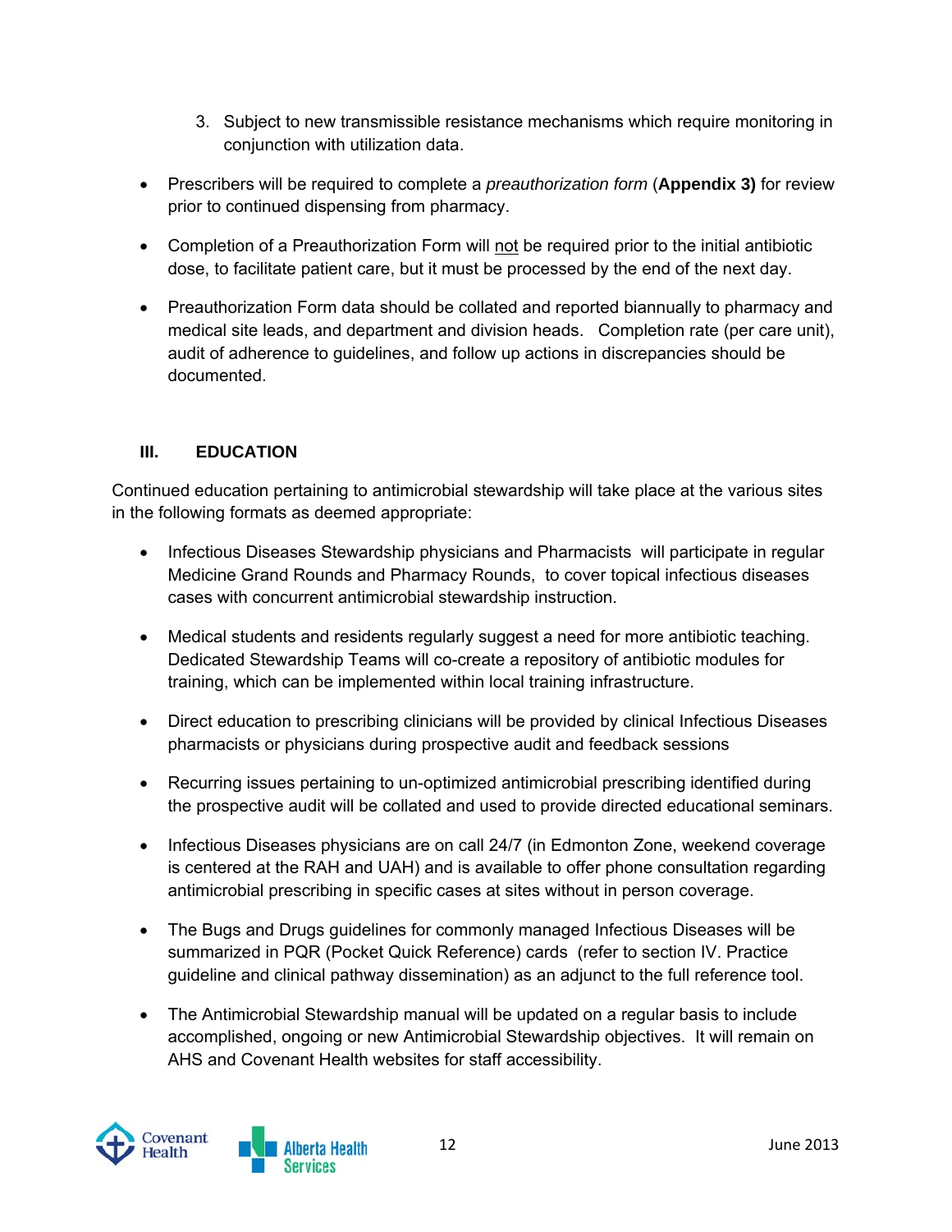3. Subject to new transmissible resistance mechanisms which require monitoring in conjunction with utilization data.

- Prescribers will be required to complete a *preauthorization form* (**Appendix 3)** for review prior to continued dispensing from pharmacy.
- Completion of a Preauthorization Form will <u>not</u> be required prior to the initial antibiotic dose, to facilitate patient care, but it must be processed by the end of the next day.
- Preauthorization Form data should be collated and reported biannually to pharmacy and medical site leads, and department and division heads. Completion rate (per care unit), audit of adherence to guidelines, and follow up actions in discrepancies should be documented.

### III. EDUCATION

Continued education pertaining to antimicrobial stewardship will take place at the various sites in the following formats as deemed appropriate:

- Infectious Diseases Stewardship physicians and Pharmacists will participate in regular Medicine Grand Rounds and Pharmacy Rounds, to cover topical infectious diseases cases with concurrent antimicrobial stewardship instruction.
- Medical students and residents regularly suggest a need for more antibiotic teaching. Dedicated Stewardship Teams will co-create a repository of antibiotic modules for training, which can be implemented within local training infrastructure.
- Direct education to prescribing clinicians will be provided by clinical Infectious Diseases pharmacists or physicians during prospective audit and feedback sessions
- Recurring issues pertaining to un-optimized antimicrobial prescribing identified during the prospective audit will be collated and used to provide directed educational seminars.
- Infectious Diseases physicians are on call 24/7 (in Edmonton Zone, weekend coverage is centered at the RAH and UAH) and is available to offer phone consultation regarding antimicrobial prescribing in specific cases at sites without in person coverage.
- The Bugs and Drugs guidelines for commonly managed Infectious Diseases will be summarized in PQR (Pocket Quick Reference) cards (refer to section IV. Practice guideline and clinical pathway dissemination) as an adjunct to the full reference tool.
- The Antimicrobial Stewardship manual will be updated on a regular basis to include accomplished, ongoing or new Antimicrobial Stewardship objectives. It will remain on AHS and Covenant Health websites for staff accessibility.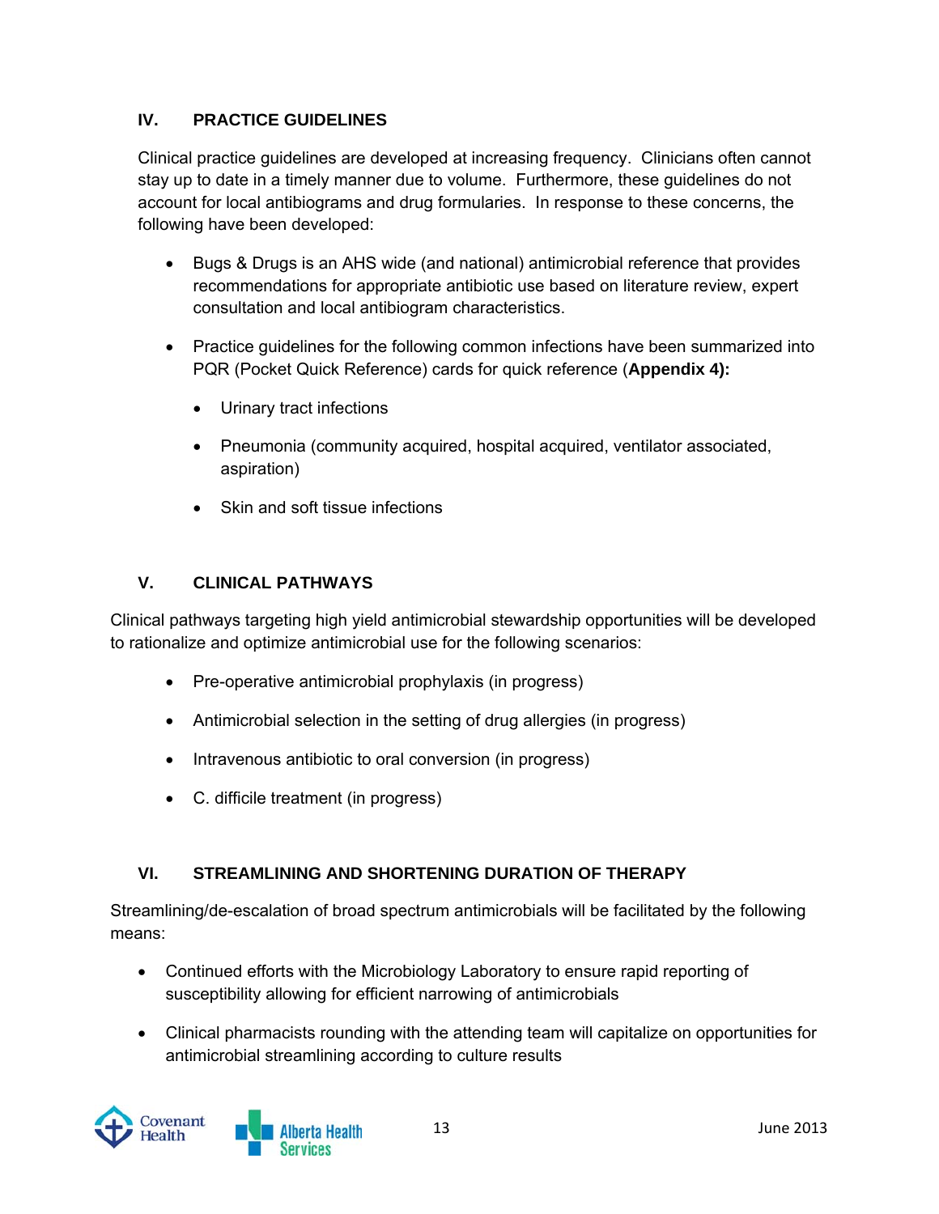## IV. PRACTICE GUIDELINES

Clinical practice guidelines are developed at increasing frequency. Clinicians often cannot stay up to date in a timely manner due to volume. Furthermore, these guidelines do not account for local antibiograms and drug formularies. In response to these concerns, the following have been developed:

- Bugs & Drugs is an AHS wide (and national) antimicrobial reference that provides recommendations for appropriate antibiotic use based on literature review, expert consultation and local antibiogram characteristics.
- Practice guidelines for the following common infections have been summarized into PQR (Pocket Quick Reference) cards for quick reference (**Appendix 4):**
  - Urinary tract infections
  - Pneumonia (community acquired, hospital acquired, ventilator associated, aspiration)
  - Skin and soft tissue infections

## V. CLINICAL PATHWAYS

Clinical pathways targeting high yield antimicrobial stewardship opportunities will be developed to rationalize and optimize antimicrobial use for the following scenarios:

- Pre-operative antimicrobial prophylaxis (in progress)
- Antimicrobial selection in the setting of drug allergies (in progress)
- Intravenous antibiotic to oral conversion (in progress)
- C. difficile treatment (in progress)

## VI. STREAMLINING AND SHORTENING DURATION OF THERAPY

Streamlining/de-escalation of broad spectrum antimicrobials will be facilitated by the following means:

- Continued efforts with the Microbiology Laboratory to ensure rapid reporting of susceptibility allowing for efficient narrowing of antimicrobials
- Clinical pharmacists rounding with the attending team will capitalize on opportunities for antimicrobial streamlining according to culture results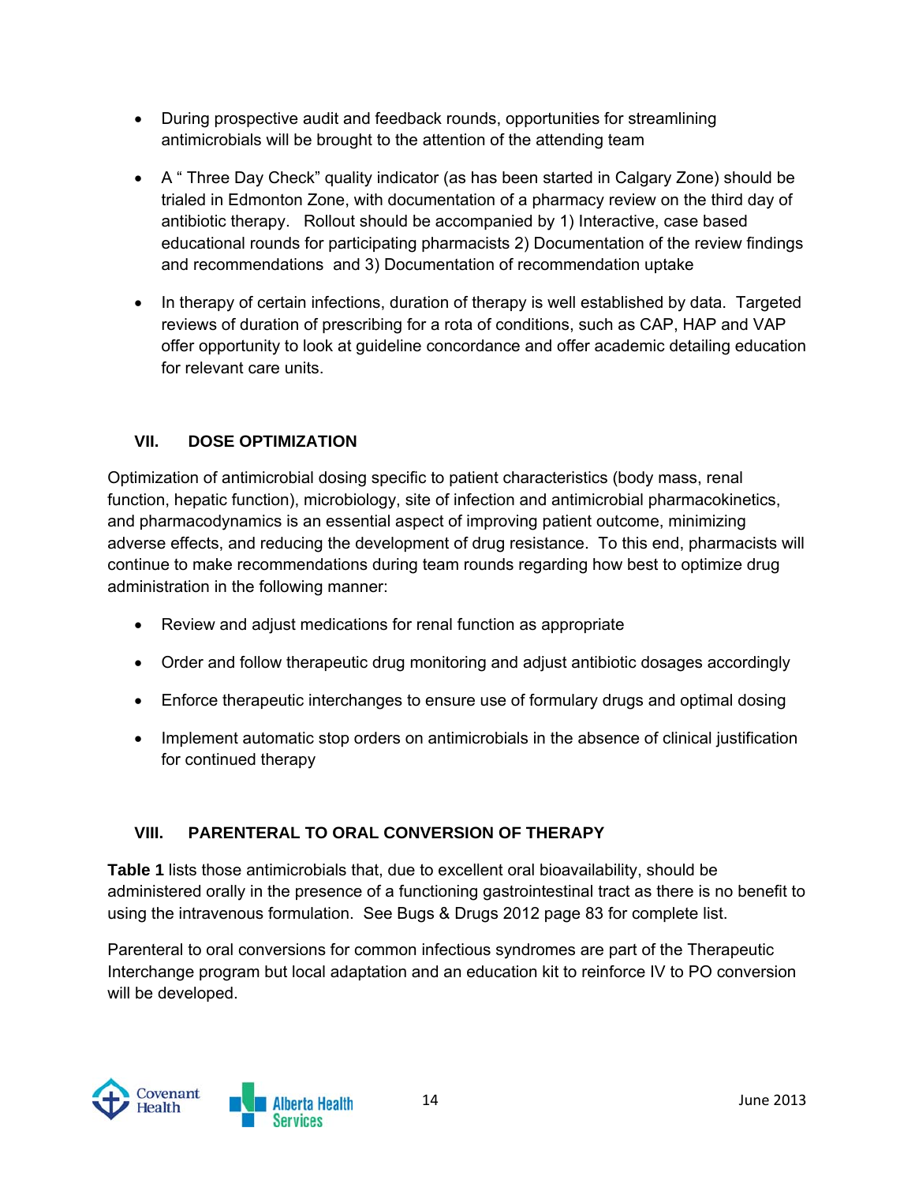- During prospective audit and feedback rounds, opportunities for streamlining antimicrobials will be brought to the attention of the attending team

- A " Three Day Check" quality indicator (as has been started in Calgary Zone) should be trialed in Edmonton Zone, with documentation of a pharmacy review on the third day of antibiotic therapy. Rollout should be accompanied by 1) Interactive, case based educational rounds for participating pharmacists 2) Documentation of the review findings and recommendations and 3) Documentation of recommendation uptake

- In therapy of certain infections, duration of therapy is well established by data. Targeted reviews of duration of prescribing for a rota of conditions, such as CAP, HAP and VAP offer opportunity to look at guideline concordance and offer academic detailing education for relevant care units.

## VII. DOSE OPTIMIZATION

Optimization of antimicrobial dosing specific to patient characteristics (body mass, renal function, hepatic function), microbiology, site of infection and antimicrobial pharmacokinetics, and pharmacodynamics is an essential aspect of improving patient outcome, minimizing adverse effects, and reducing the development of drug resistance. To this end, pharmacists will continue to make recommendations during team rounds regarding how best to optimize drug administration in the following manner:

- Review and adjust medications for renal function as appropriate

- Order and follow therapeutic drug monitoring and adjust antibiotic dosages accordingly

- Enforce therapeutic interchanges to ensure use of formulary drugs and optimal dosing

- Implement automatic stop orders on antimicrobials in the absence of clinical justification for continued therapy

## VIII. PARENTERAL TO ORAL CONVERSION OF THERAPY

**Table 1** lists those antimicrobials that, due to excellent oral bioavailability, should be administered orally in the presence of a functioning gastrointestinal tract as there is no benefit to using the intravenous formulation. See Bugs & Drugs 2012 page 83 for complete list.

Parenteral to oral conversions for common infectious syndromes are part of the Therapeutic Interchange program but local adaptation and an education kit to reinforce IV to PO conversion will be developed.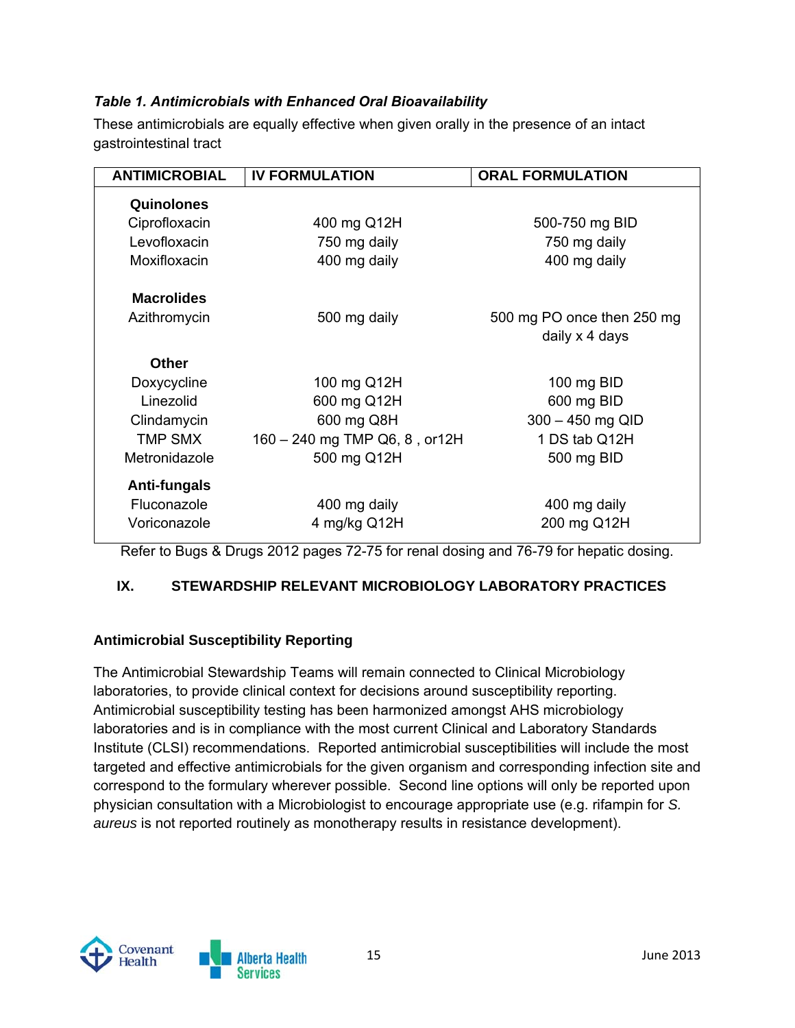***Table 1. Antimicrobials with Enhanced Oral Bioavailability***

These antimicrobials are equally effective when given orally in the presence of an intact gastrointestinal tract

| ANTIMICROBIAL | IV FORMULATION | ORAL FORMULATION |
|---|---|---|
| **Quinolones** | | |
| Ciprofloxacin | 400 mg Q12H | 500-750 mg BID |
| Levofloxacin | 750 mg daily | 750 mg daily |
| Moxifloxacin | 400 mg daily | 400 mg daily |
| **Macrolides** | | |
| Azithromycin | 500 mg daily | 500 mg PO once then 250 mg daily x 4 days |
| **Other** | | |
| Doxycycline | 100 mg Q12H | 100 mg BID |
| Linezolid | 600 mg Q12H | 600 mg BID |
| Clindamycin | 600 mg Q8H | 300 – 450 mg QID |
| TMP SMX | 160 – 240 mg TMP Q6, 8 , or12H | 1 DS tab Q12H |
| Metronidazole | 500 mg Q12H | 500 mg BID |
| **Anti-fungals** | | |
| Fluconazole | 400 mg daily | 400 mg daily |
| Voriconazole | 4 mg/kg Q12H | 200 mg Q12H |

Refer to Bugs & Drugs 2012 pages 72-75 for renal dosing and 76-79 for hepatic dosing.

## IX. STEWARDSHIP RELEVANT MICROBIOLOGY LABORATORY PRACTICES

### Antimicrobial Susceptibility Reporting

The Antimicrobial Stewardship Teams will remain connected to Clinical Microbiology laboratories, to provide clinical context for decisions around susceptibility reporting. Antimicrobial susceptibility testing has been harmonized amongst AHS microbiology laboratories and is in compliance with the most current Clinical and Laboratory Standards Institute (CLSI) recommendations. Reported antimicrobial susceptibilities will include the most targeted and effective antimicrobials for the given organism and corresponding infection site and correspond to the formulary wherever possible. Second line options will only be reported upon physician consultation with a Microbiologist to encourage appropriate use (e.g. rifampin for *S. aureus* is not reported routinely as monotherapy results in resistance development).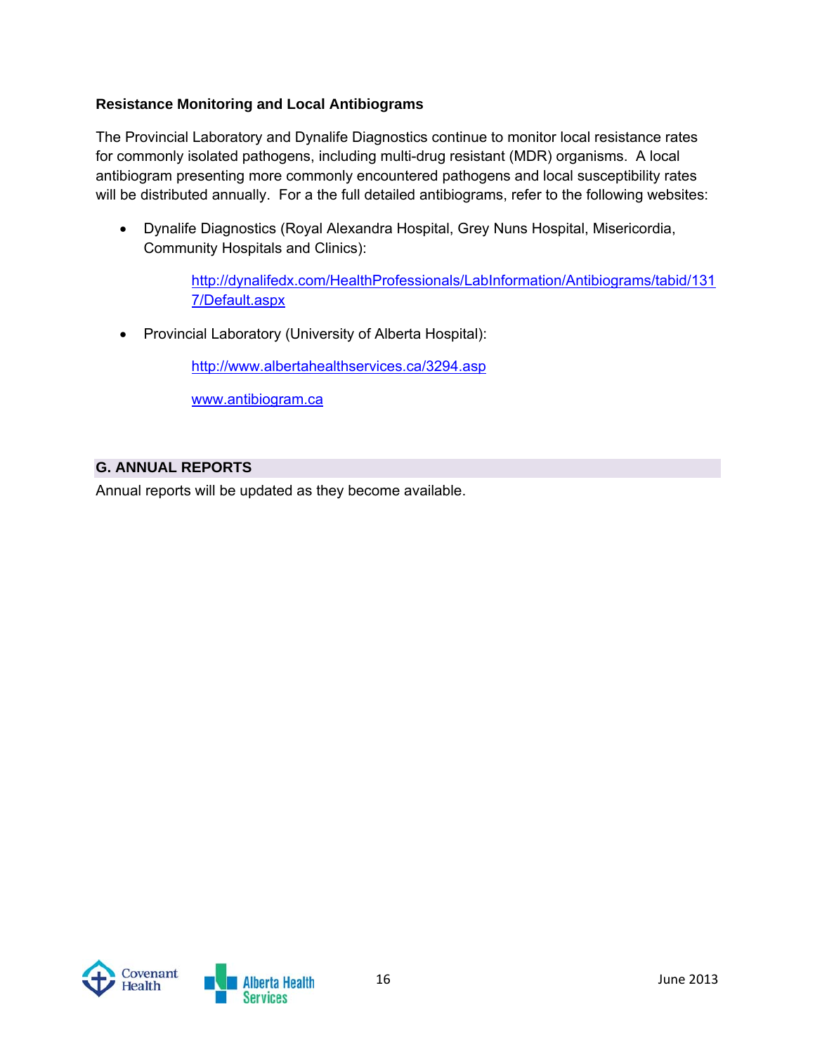### Resistance Monitoring and Local Antibiograms

The Provincial Laboratory and Dynalife Diagnostics continue to monitor local resistance rates for commonly isolated pathogens, including multi-drug resistant (MDR) organisms. A local antibiogram presenting more commonly encountered pathogens and local susceptibility rates will be distributed annually. For a the full detailed antibiograms, refer to the following websites:

- Dynalife Diagnostics (Royal Alexandra Hospital, Grey Nuns Hospital, Misericordia, Community Hospitals and Clinics):

  http://dynalifedx.com/HealthProfessionals/LabInformation/Antibiograms/tabid/1317/Default.aspx

- Provincial Laboratory (University of Alberta Hospital):

  http://www.albertahealthservices.ca/3294.asp

  www.antibiogram.ca

## G. ANNUAL REPORTS

Annual reports will be updated as they become available.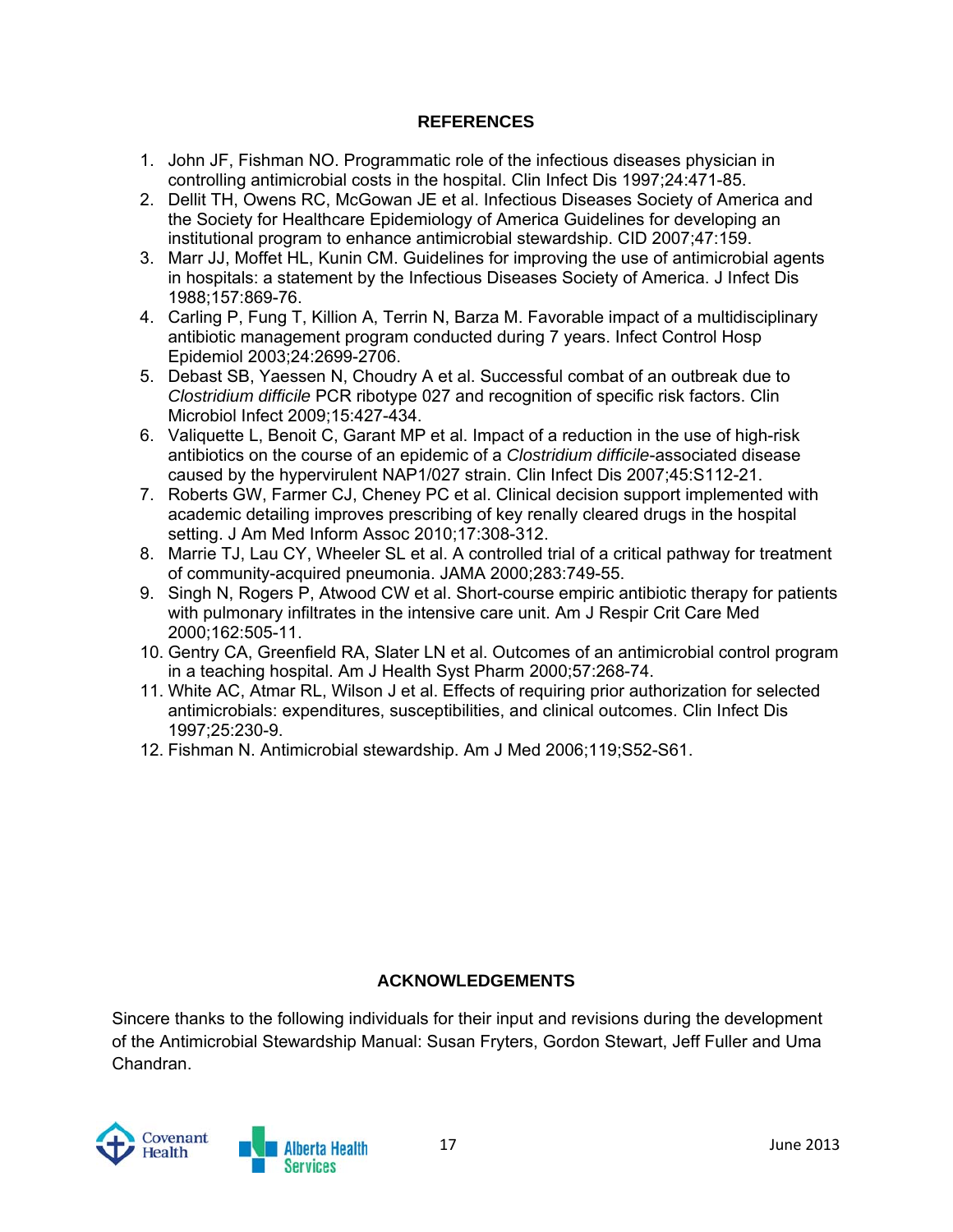## REFERENCES

1. John JF, Fishman NO. Programmatic role of the infectious diseases physician in controlling antimicrobial costs in the hospital. Clin Infect Dis 1997;24:471-85.
2. Dellit TH, Owens RC, McGowan JE et al. Infectious Diseases Society of America and the Society for Healthcare Epidemiology of America Guidelines for developing an institutional program to enhance antimicrobial stewardship. CID 2007;47:159.
3. Marr JJ, Moffet HL, Kunin CM. Guidelines for improving the use of antimicrobial agents in hospitals: a statement by the Infectious Diseases Society of America. J Infect Dis 1988;157:869-76.
4. Carling P, Fung T, Killion A, Terrin N, Barza M. Favorable impact of a multidisciplinary antibiotic management program conducted during 7 years. Infect Control Hosp Epidemiol 2003;24:2699-2706.
5. Debast SB, Yaessen N, Choudry A et al. Successful combat of an outbreak due to *Clostridium difficile* PCR ribotype 027 and recognition of specific risk factors. Clin Microbiol Infect 2009;15:427-434.
6. Valiquette L, Benoit C, Garant MP et al. Impact of a reduction in the use of high-risk antibiotics on the course of an epidemic of a *Clostridium difficile*-associated disease caused by the hypervirulent NAP1/027 strain. Clin Infect Dis 2007;45:S112-21.
7. Roberts GW, Farmer CJ, Cheney PC et al. Clinical decision support implemented with academic detailing improves prescribing of key renally cleared drugs in the hospital setting. J Am Med Inform Assoc 2010;17:308-312.
8. Marrie TJ, Lau CY, Wheeler SL et al. A controlled trial of a critical pathway for treatment of community-acquired pneumonia. JAMA 2000;283:749-55.
9. Singh N, Rogers P, Atwood CW et al. Short-course empiric antibiotic therapy for patients with pulmonary infiltrates in the intensive care unit. Am J Respir Crit Care Med 2000;162:505-11.
10. Gentry CA, Greenfield RA, Slater LN et al. Outcomes of an antimicrobial control program in a teaching hospital. Am J Health Syst Pharm 2000;57:268-74.
11. White AC, Atmar RL, Wilson J et al. Effects of requiring prior authorization for selected antimicrobials: expenditures, susceptibilities, and clinical outcomes. Clin Infect Dis 1997;25:230-9.
12. Fishman N. Antimicrobial stewardship. Am J Med 2006;119;S52-S61.

## ACKNOWLEDGEMENTS

Sincere thanks to the following individuals for their input and revisions during the development of the Antimicrobial Stewardship Manual: Susan Fryters, Gordon Stewart, Jeff Fuller and Uma Chandran.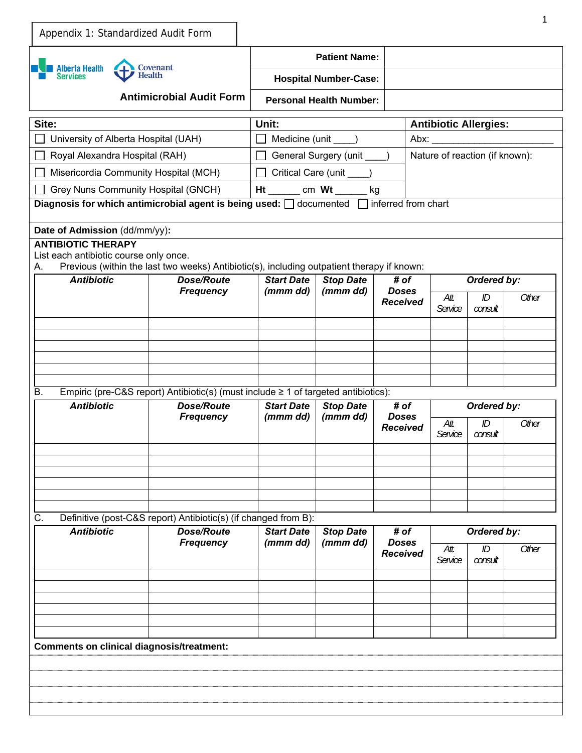Appendix 1: Standardized Audit Form

Alberta Health Services | Covenant Health

## Antimicrobial Audit Form

| | |
|---|---|
| **Patient Name:** | |
| **Hospital Number-Case:** | |
| **Personal Health Number:** | |

| **Site:** | **Unit:** | **Antibiotic Allergies:** |
|---|---|---|
| ☐ University of Alberta Hospital (UAH) | ☐ Medicine (unit ____) | Abx: ______________________ |
| ☐ Royal Alexandra Hospital (RAH) | ☐ General Surgery (unit ____) | Nature of reaction (if known): |
| ☐ Misericordia Community Hospital (MCH) | ☐ Critical Care (unit ____) | |
| ☐ Grey Nuns Community Hospital (GNCH) | **Ht** ______ cm **Wt** ______ kg | |

**Diagnosis for which antimicrobial agent is being used:** ☐ documented ☐ inferred from chart

**Date of Admission** (dd/mm/yy)**:**

**ANTIBIOTIC THERAPY**

List each antibiotic course only once.

A. Previous (within the last two weeks) Antibiotic(s), including outpatient therapy if known:

| ***Antibiotic*** | ***Dose/Route Frequency*** | ***Start Date (mmm dd)*** | ***Stop Date (mmm dd)*** | ***# of Doses Received*** | ***Ordered by:*** | | |
|---|---|---|---|---|---|---|---|
| | | | | | *Att. Service* | *ID consult* | *Other* |
| | | | | | | | |
| | | | | | | | |
| | | | | | | | |
| | | | | | | | |
| | | | | | | | |
| | | | | | | | |

B. Empiric (pre-C&S report) Antibiotic(s) (must include ≥ 1 of targeted antibiotics):

| ***Antibiotic*** | ***Dose/Route Frequency*** | ***Start Date (mmm dd)*** | ***Stop Date (mmm dd)*** | ***# of Doses Received*** | ***Ordered by:*** | | |
|---|---|---|---|---|---|---|---|
| | | | | | *Att. Service* | *ID consult* | *Other* |
| | | | | | | | |
| | | | | | | | |
| | | | | | | | |
| | | | | | | | |
| | | | | | | | |
| | | | | | | | |

C. Definitive (post-C&S report) Antibiotic(s) (if changed from B):

| ***Antibiotic*** | ***Dose/Route Frequency*** | ***Start Date (mmm dd)*** | ***Stop Date (mmm dd)*** | ***# of Doses Received*** | ***Ordered by:*** | | |
|---|---|---|---|---|---|---|---|
| | | | | | *Att. Service* | *ID consult* | *Other* |
| | | | | | | | |
| | | | | | | | |
| | | | | | | | |
| | | | | | | | |
| | | | | | | | |
| | | | | | | | |

**Comments on clinical diagnosis/treatment:**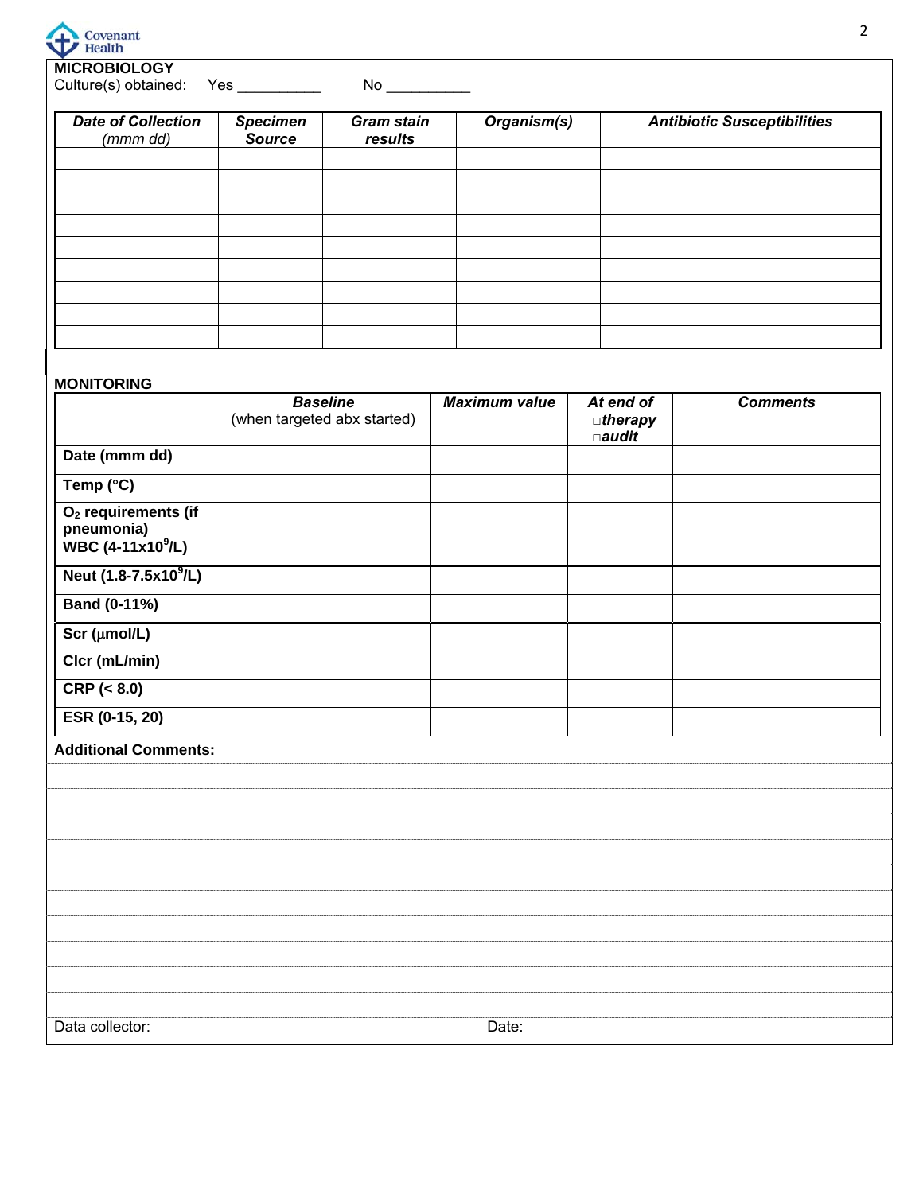**MICROBIOLOGY**

Culture(s) obtained: Yes __________ No __________

| *Date of Collection* *(mmm dd)* | *Specimen Source* | *Gram stain results* | *Organism(s)* | *Antibiotic Susceptibilities* |
|---|---|---|---|---|
| | | | | |
| | | | | |
| | | | | |
| | | | | |
| | | | | |
| | | | | |
| | | | | |
| | | | | |
| | | | | |

**MONITORING**

| | ***Baseline*** (when targeted abx started) | ***Maximum value*** | ***At end of*** □***therapy*** □***audit*** | ***Comments*** |
|---|---|---|---|---|
| **Date (mmm dd)** | | | | |
| **Temp (°C)** | | | | |
| **$O_2$ requirements (if pneumonia)** | | | | |
| **WBC (4-11x$10^9$/L)** | | | | |
| **Neut (1.8-7.5x$10^9$/L)** | | | | |
| **Band (0-11%)** | | | | |
| **Scr (μmol/L)** | | | | |
| **Clcr (mL/min)** | | | | |
| **CRP (< 8.0)** | | | | |
| **ESR (0-15, 20)** | | | | |

**Additional Comments:**

Data collector: Date: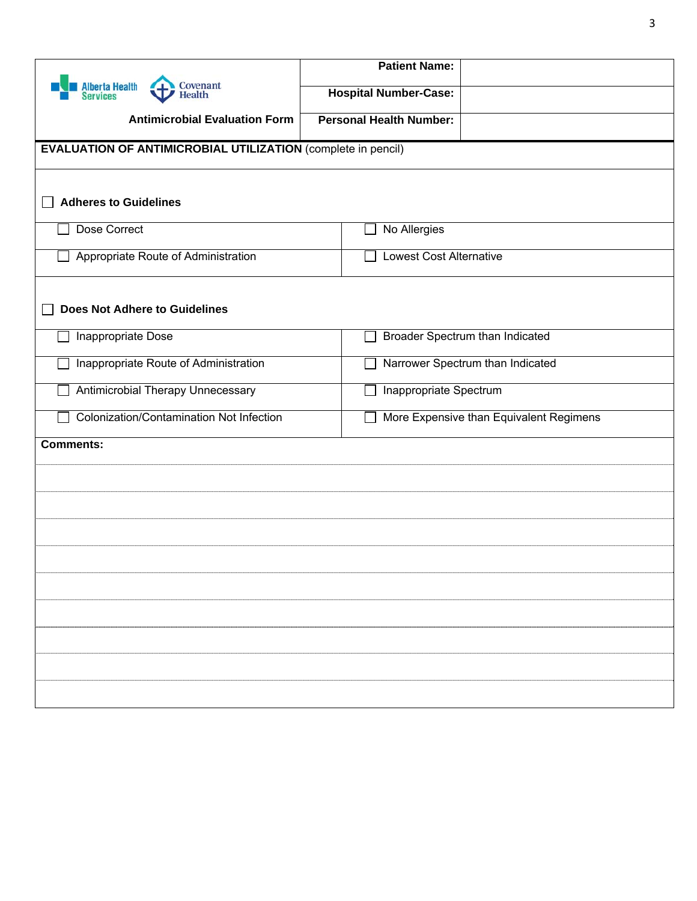| Alberta Health Services / Covenant Health | Patient Name: | |
|---|---|---|
| | Hospital Number-Case: | |
| **Antimicrobial Evaluation Form** | Personal Health Number: | |

**EVALUATION OF ANTIMICROBIAL UTILIZATION** (complete in pencil)

☐ **Adheres to Guidelines**

| | |
|---|---|
| ☐ Dose Correct | ☐ No Allergies |
| ☐ Appropriate Route of Administration | ☐ Lowest Cost Alternative |

☐ **Does Not Adhere to Guidelines**

| | |
|---|---|
| ☐ Inappropriate Dose | ☐ Broader Spectrum than Indicated |
| ☐ Inappropriate Route of Administration | ☐ Narrower Spectrum than Indicated |
| ☐ Antimicrobial Therapy Unnecessary | ☐ Inappropriate Spectrum |
| ☐ Colonization/Contamination Not Infection | ☐ More Expensive than Equivalent Regimens |

**Comments:**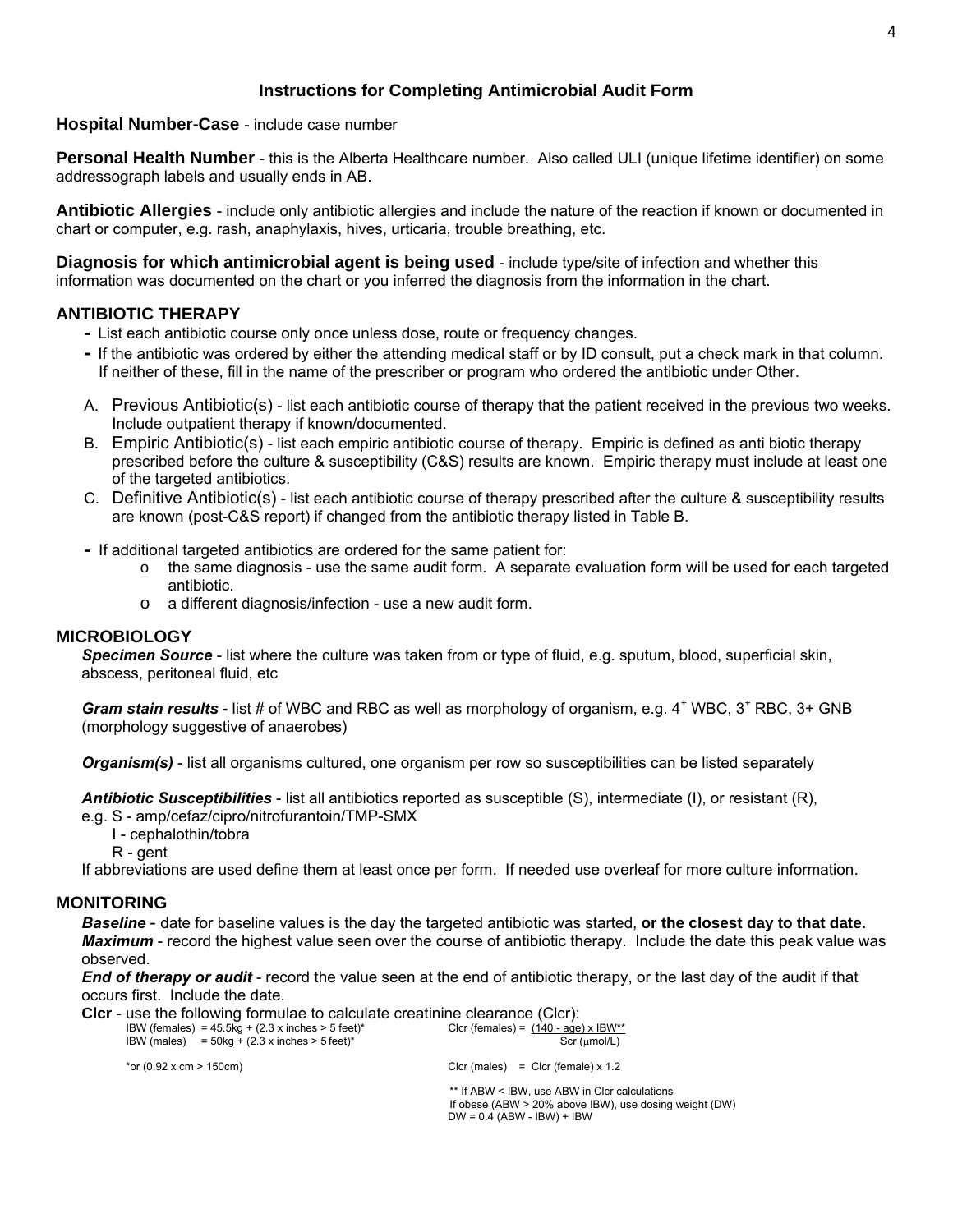# Instructions for Completing Antimicrobial Audit Form

**Hospital Number-Case** - include case number

**Personal Health Number** - this is the Alberta Healthcare number. Also called ULI (unique lifetime identifier) on some addressograph labels and usually ends in AB.

**Antibiotic Allergies** - include only antibiotic allergies and include the nature of the reaction if known or documented in chart or computer, e.g. rash, anaphylaxis, hives, urticaria, trouble breathing, etc.

**Diagnosis for which antimicrobial agent is being used** - include type/site of infection and whether this information was documented on the chart or you inferred the diagnosis from the information in the chart.

## ANTIBIOTIC THERAPY

- List each antibiotic course only once unless dose, route or frequency changes.
- If the antibiotic was ordered by either the attending medical staff or by ID consult, put a check mark in that column. If neither of these, fill in the name of the prescriber or program who ordered the antibiotic under Other.

A. Previous Antibiotic(s) - list each antibiotic course of therapy that the patient received in the previous two weeks. Include outpatient therapy if known/documented.

B. Empiric Antibiotic(s) - list each empiric antibiotic course of therapy. Empiric is defined as anti biotic therapy prescribed before the culture & susceptibility (C&S) results are known. Empiric therapy must include at least one of the targeted antibiotics.

C. Definitive Antibiotic(s) - list each antibiotic course of therapy prescribed after the culture & susceptibility results are known (post-C&S report) if changed from the antibiotic therapy listed in Table B.

- If additional targeted antibiotics are ordered for the same patient for:
  - o the same diagnosis - use the same audit form. A separate evaluation form will be used for each targeted antibiotic.
  - o a different diagnosis/infection - use a new audit form.

## MICROBIOLOGY

***Specimen Source*** - list where the culture was taken from or type of fluid, e.g. sputum, blood, superficial skin, abscess, peritoneal fluid, etc

***Gram stain results*** - list # of WBC and RBC as well as morphology of organism, e.g. $4^+$ WBC, $3^+$ RBC, 3+ GNB (morphology suggestive of anaerobes)

***Organism(s)*** - list all organisms cultured, one organism per row so susceptibilities can be listed separately

***Antibiotic Susceptibilities*** - list all antibiotics reported as susceptible (S), intermediate (I), or resistant (R),
e.g. S - amp/cefaz/cipro/nitrofurantoin/TMP-SMX
I - cephalothin/tobra
R - gent

If abbreviations are used define them at least once per form. If needed use overleaf for more culture information.

## MONITORING

***Baseline*** - date for baseline values is the day the targeted antibiotic was started, **or the closest day to that date.**

***Maximum*** - record the highest value seen over the course of antibiotic therapy. Include the date this peak value was observed.

***End of therapy or audit*** - record the value seen at the end of antibiotic therapy, or the last day of the audit if that occurs first. Include the date.

**Clcr** - use the following formulae to calculate creatinine clearance (Clcr):

IBW (females) = 45.5kg + (2.3 x inches > 5 feet)*
IBW (males) = 50kg + (2.3 x inches > 5 feet)*

*or (0.92 x cm > 150cm)

$$\text{Clcr (females)} = \frac{(140 - \text{age}) \times \text{IBW}^{**}}{\text{Scr } (\mu\text{mol/L})}$$

Clcr (males) = Clcr (female) x 1.2

** If ABW < IBW, use ABW in Clcr calculations
If obese (ABW > 20% above IBW), use dosing weight (DW)
DW = 0.4 (ABW - IBW) + IBW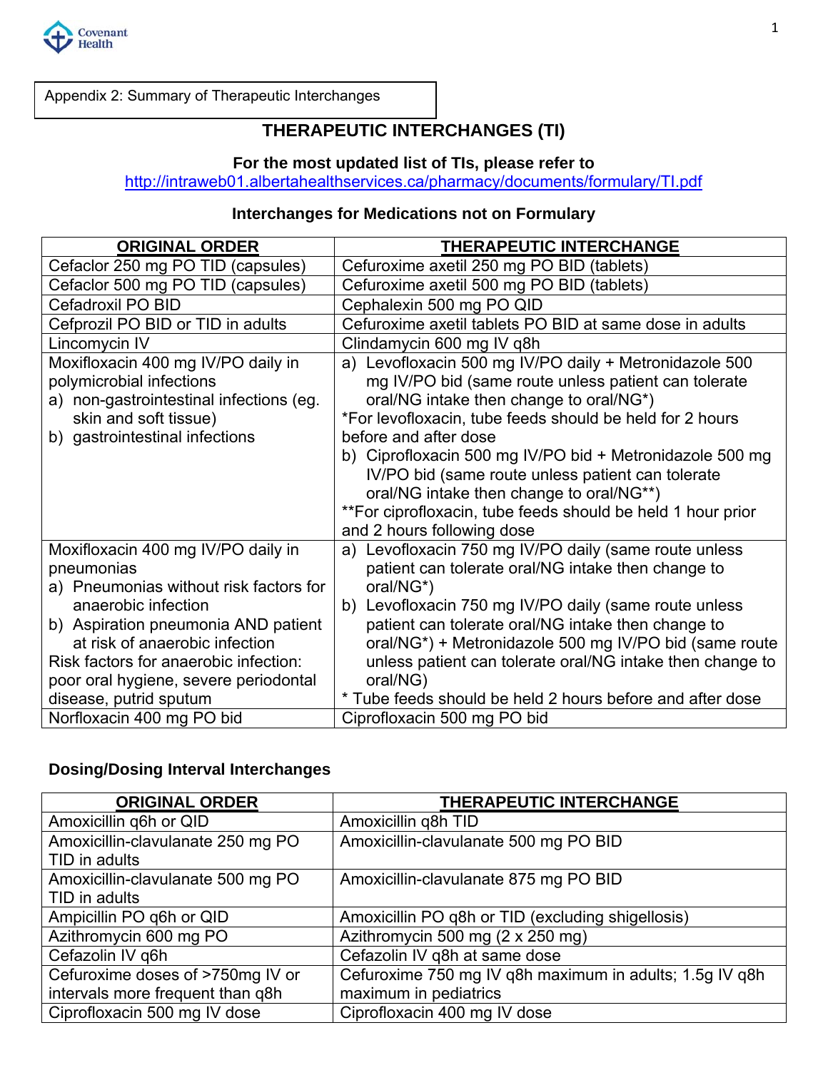Appendix 2: Summary of Therapeutic Interchanges

# THERAPEUTIC INTERCHANGES (TI)

**For the most updated list of TIs, please refer to**
http://intraweb01.albertahealthservices.ca/pharmacy/documents/formulary/TI.pdf

**Interchanges for Medications not on Formulary**

| ORIGINAL ORDER | THERAPEUTIC INTERCHANGE |
|---|---|
| Cefaclor 250 mg PO TID (capsules) | Cefuroxime axetil 250 mg PO BID (tablets) |
| Cefaclor 500 mg PO TID (capsules) | Cefuroxime axetil 500 mg PO BID (tablets) |
| Cefadroxil PO BID | Cephalexin 500 mg PO QID |
| Cefprozil PO BID or TID in adults | Cefuroxime axetil tablets PO BID at same dose in adults |
| Lincomycin IV | Clindamycin 600 mg IV q8h |
| Moxifloxacin 400 mg IV/PO daily in polymicrobial infections<br>a) non-gastrointestinal infections (eg. skin and soft tissue)<br>b) gastrointestinal infections | a) Levofloxacin 500 mg IV/PO daily + Metronidazole 500 mg IV/PO bid (same route unless patient can tolerate oral/NG intake then change to oral/NG*)<br>*For levofloxacin, tube feeds should be held for 2 hours before and after dose<br>b) Ciprofloxacin 500 mg IV/PO bid + Metronidazole 500 mg IV/PO bid (same route unless patient can tolerate oral/NG intake then change to oral/NG**)<br>**For ciprofloxacin, tube feeds should be held 1 hour prior and 2 hours following dose |
| Moxifloxacin 400 mg IV/PO daily in pneumonias<br>a) Pneumonias without risk factors for anaerobic infection<br>b) Aspiration pneumonia AND patient at risk of anaerobic infection<br>Risk factors for anaerobic infection: poor oral hygiene, severe periodontal disease, putrid sputum | a) Levofloxacin 750 mg IV/PO daily (same route unless patient can tolerate oral/NG intake then change to oral/NG*)<br>b) Levofloxacin 750 mg IV/PO daily (same route unless patient can tolerate oral/NG intake then change to oral/NG*) + Metronidazole 500 mg IV/PO bid (same route unless patient can tolerate oral/NG intake then change to oral/NG)<br>* Tube feeds should be held 2 hours before and after dose |
| Norfloxacin 400 mg PO bid | Ciprofloxacin 500 mg PO bid |

**Dosing/Dosing Interval Interchanges**

| ORIGINAL ORDER | THERAPEUTIC INTERCHANGE |
|---|---|
| Amoxicillin q6h or QID | Amoxicillin q8h TID |
| Amoxicillin-clavulanate 250 mg PO TID in adults | Amoxicillin-clavulanate 500 mg PO BID |
| Amoxicillin-clavulanate 500 mg PO TID in adults | Amoxicillin-clavulanate 875 mg PO BID |
| Ampicillin PO q6h or QID | Amoxicillin PO q8h or TID (excluding shigellosis) |
| Azithromycin 600 mg PO | Azithromycin 500 mg (2 x 250 mg) |
| Cefazolin IV q6h | Cefazolin IV q8h at same dose |
| Cefuroxime doses of >750mg IV or intervals more frequent than q8h | Cefuroxime 750 mg IV q8h maximum in adults; 1.5g IV q8h maximum in pediatrics |
| Ciprofloxacin 500 mg IV dose | Ciprofloxacin 400 mg IV dose |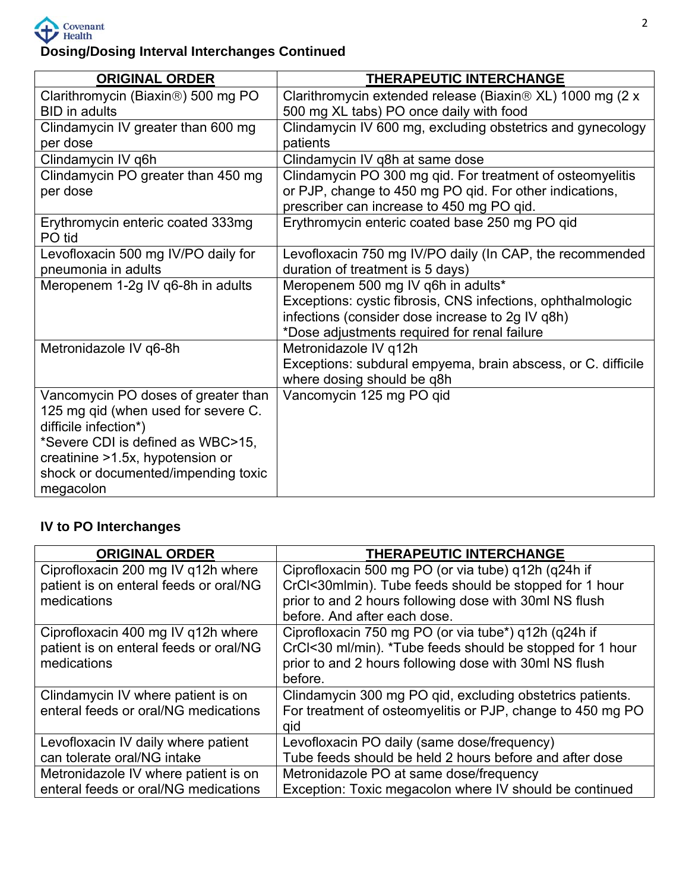## Dosing/Dosing Interval Interchanges Continued

| ORIGINAL ORDER | THERAPEUTIC INTERCHANGE |
|---|---|
| Clarithromycin (Biaxin®) 500 mg PO BID in adults | Clarithromycin extended release (Biaxin® XL) 1000 mg (2 x 500 mg XL tabs) PO once daily with food |
| Clindamycin IV greater than 600 mg per dose | Clindamycin IV 600 mg, excluding obstetrics and gynecology patients |
| Clindamycin IV q6h | Clindamycin IV q8h at same dose |
| Clindamycin PO greater than 450 mg per dose | Clindamycin PO 300 mg qid. For treatment of osteomyelitis or PJP, change to 450 mg PO qid. For other indications, prescriber can increase to 450 mg PO qid. |
| Erythromycin enteric coated 333mg PO tid | Erythromycin enteric coated base 250 mg PO qid |
| Levofloxacin 500 mg IV/PO daily for pneumonia in adults | Levofloxacin 750 mg IV/PO daily (In CAP, the recommended duration of treatment is 5 days) |
| Meropenem 1-2g IV q6-8h in adults | Meropenem 500 mg IV q6h in adults*<br>Exceptions: cystic fibrosis, CNS infections, ophthalmologic infections (consider dose increase to 2g IV q8h)<br>*Dose adjustments required for renal failure |
| Metronidazole IV q6-8h | Metronidazole IV q12h<br>Exceptions: subdural empyema, brain abscess, or C. difficile where dosing should be q8h |
| Vancomycin PO doses of greater than 125 mg qid (when used for severe C. difficile infection*)<br>*Severe CDI is defined as WBC>15, creatinine >1.5x, hypotension or shock or documented/impending toxic megacolon | Vancomycin 125 mg PO qid |

## IV to PO Interchanges

| ORIGINAL ORDER | THERAPEUTIC INTERCHANGE |
|---|---|
| Ciprofloxacin 200 mg IV q12h where patient is on enteral feeds or oral/NG medications | Ciprofloxacin 500 mg PO (or via tube) q12h (q24h if CrCl<30mlmin). Tube feeds should be stopped for 1 hour prior to and 2 hours following dose with 30ml NS flush before. And after each dose. |
| Ciprofloxacin 400 mg IV q12h where patient is on enteral feeds or oral/NG medications | Ciprofloxacin 750 mg PO (or via tube*) q12h (q24h if CrCl<30 ml/min). *Tube feeds should be stopped for 1 hour prior to and 2 hours following dose with 30ml NS flush before. |
| Clindamycin IV where patient is on enteral feeds or oral/NG medications | Clindamycin 300 mg PO qid, excluding obstetrics patients. For treatment of osteomyelitis or PJP, change to 450 mg PO qid |
| Levofloxacin IV daily where patient can tolerate oral/NG intake | Levofloxacin PO daily (same dose/frequency)<br>Tube feeds should be held 2 hours before and after dose |
| Metronidazole IV where patient is on enteral feeds or oral/NG medications | Metronidazole PO at same dose/frequency<br>Exception: Toxic megacolon where IV should be continued |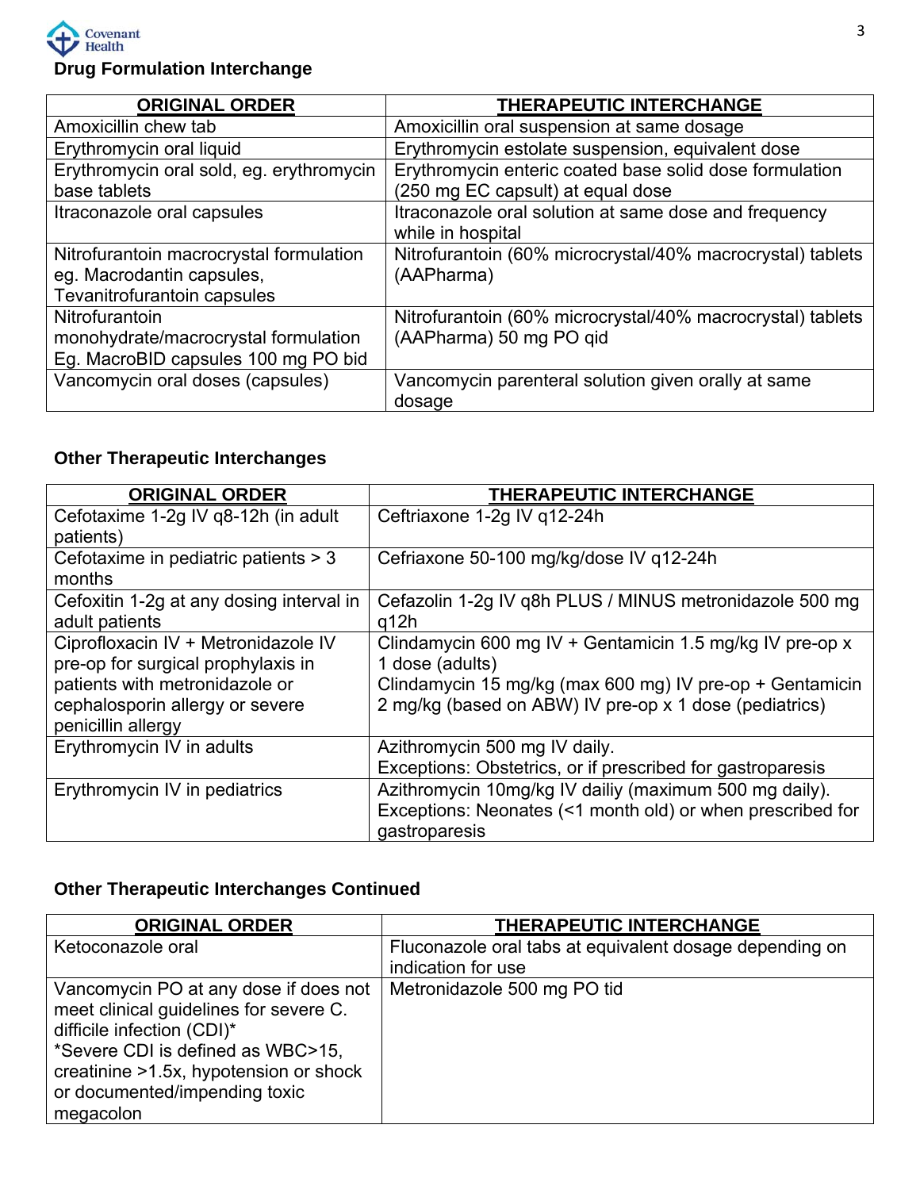## Drug Formulation Interchange

| ORIGINAL ORDER | THERAPEUTIC INTERCHANGE |
|---|---|
| Amoxicillin chew tab | Amoxicillin oral suspension at same dosage |
| Erythromycin oral liquid | Erythromycin estolate suspension, equivalent dose |
| Erythromycin oral sold, eg. erythromycin base tablets | Erythromycin enteric coated base solid dose formulation (250 mg EC capsult) at equal dose |
| Itraconazole oral capsules | Itraconazole oral solution at same dose and frequency while in hospital |
| Nitrofurantoin macrocrystal formulation eg. Macrodantin capsules, Tevanitrofurantoin capsules | Nitrofurantoin (60% microcrystal/40% macrocrystal) tablets (AAPharma) |
| Nitrofurantoin monohydrate/macrocrystal formulation Eg. MacroBID capsules 100 mg PO bid | Nitrofurantoin (60% microcrystal/40% macrocrystal) tablets (AAPharma) 50 mg PO qid |
| Vancomycin oral doses (capsules) | Vancomycin parenteral solution given orally at same dosage |

## Other Therapeutic Interchanges

| ORIGINAL ORDER | THERAPEUTIC INTERCHANGE |
|---|---|
| Cefotaxime 1-2g IV q8-12h (in adult patients) | Ceftriaxone 1-2g IV q12-24h |
| Cefotaxime in pediatric patients > 3 months | Cefriaxone 50-100 mg/kg/dose IV q12-24h |
| Cefoxitin 1-2g at any dosing interval in adult patients | Cefazolin 1-2g IV q8h PLUS / MINUS metronidazole 500 mg q12h |
| Ciprofloxacin IV + Metronidazole IV pre-op for surgical prophylaxis in patients with metronidazole or cephalosporin allergy or severe penicillin allergy | Clindamycin 600 mg IV + Gentamicin 1.5 mg/kg IV pre-op x 1 dose (adults)<br>Clindamycin 15 mg/kg (max 600 mg) IV pre-op + Gentamicin 2 mg/kg (based on ABW) IV pre-op x 1 dose (pediatrics) |
| Erythromycin IV in adults | Azithromycin 500 mg IV daily.<br>Exceptions: Obstetrics, or if prescribed for gastroparesis |
| Erythromycin IV in pediatrics | Azithromycin 10mg/kg IV dailiy (maximum 500 mg daily).<br>Exceptions: Neonates (<1 month old) or when prescribed for gastroparesis |

## Other Therapeutic Interchanges Continued

| ORIGINAL ORDER | THERAPEUTIC INTERCHANGE |
|---|---|
| Ketoconazole oral | Fluconazole oral tabs at equivalent dosage depending on indication for use |
| Vancomycin PO at any dose if does not meet clinical guidelines for severe C. difficile infection (CDI)*<br>*Severe CDI is defined as WBC>15, creatinine >1.5x, hypotension or shock or documented/impending toxic megacolon | Metronidazole 500 mg PO tid |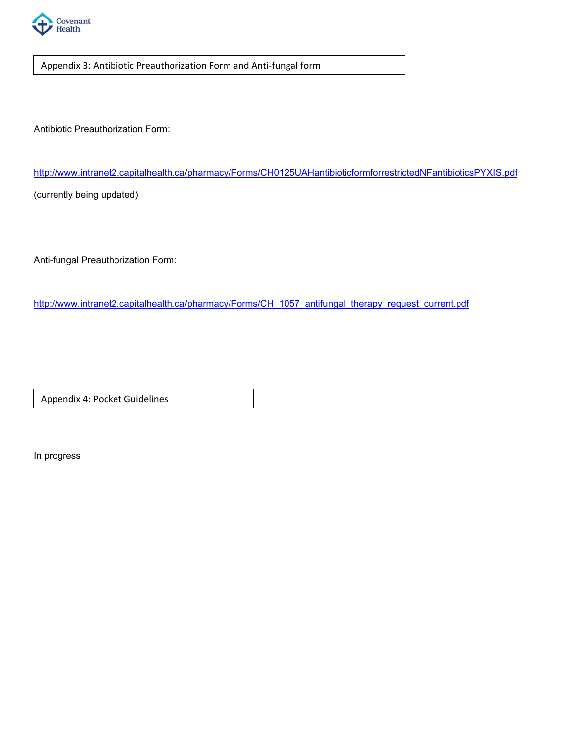## Appendix 3: Antibiotic Preauthorization Form and Anti-fungal form

Antibiotic Preauthorization Form:

http://www.intranet2.capitalhealth.ca/pharmacy/Forms/CH0125UAHantibioticformforrestrictedNFantibioticsPYXIS.pdf

(currently being updated)

Anti-fungal Preauthorization Form:

http://www.intranet2.capitalhealth.ca/pharmacy/Forms/CH_1057_antifungal_therapy_request_current.pdf

## Appendix 4: Pocket Guidelines

In progress